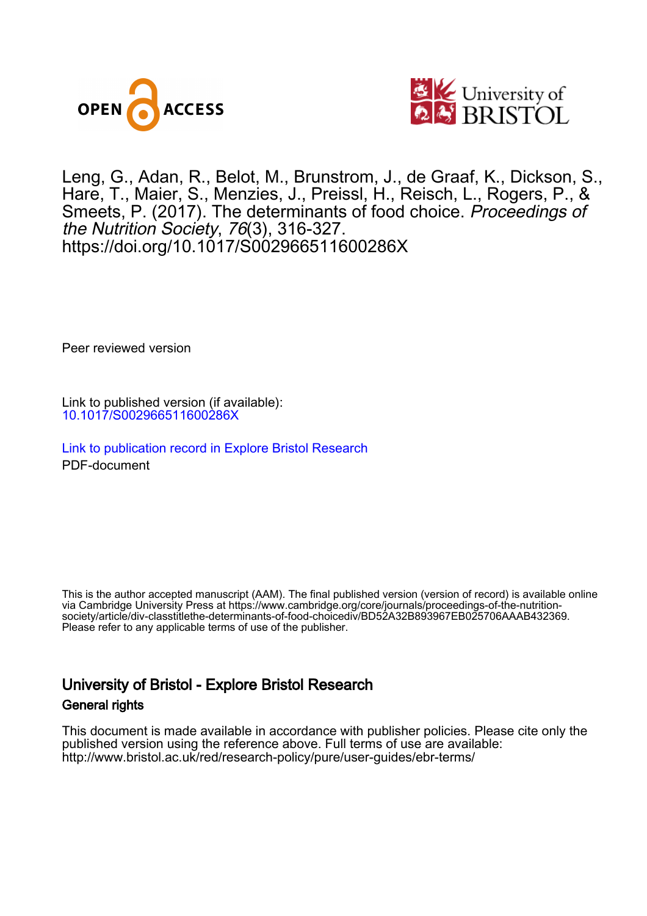OPEN ACCESS

University of BRISTOL

Leng, G., Adan, R., Belot, M., Brunstrom, J., de Graaf, K., Dickson, S., Hare, T., Maier, S., Menzies, J., Preissl, H., Reisch, L., Rogers, P., & Smeets, P. (2017). The determinants of food choice. *Proceedings of the Nutrition Society*, *76*(3), 316-327. https://doi.org/10.1017/S002966511600286X

Peer reviewed version

Link to published version (if available):
10.1017/S002966511600286X

Link to publication record in Explore Bristol Research
PDF-document

This is the author accepted manuscript (AAM). The final published version (version of record) is available online via Cambridge University Press at https://www.cambridge.org/core/journals/proceedings-of-the-nutrition-society/article/div-classtitlethe-determinants-of-food-choicediv/BD52A32B893967EB025706AAAB432369. Please refer to any applicable terms of use of the publisher.

## University of Bristol - Explore Bristol Research

### General rights

This document is made available in accordance with publisher policies. Please cite only the published version using the reference above. Full terms of use are available: http://www.bristol.ac.uk/red/research-policy/pure/user-guides/ebr-terms/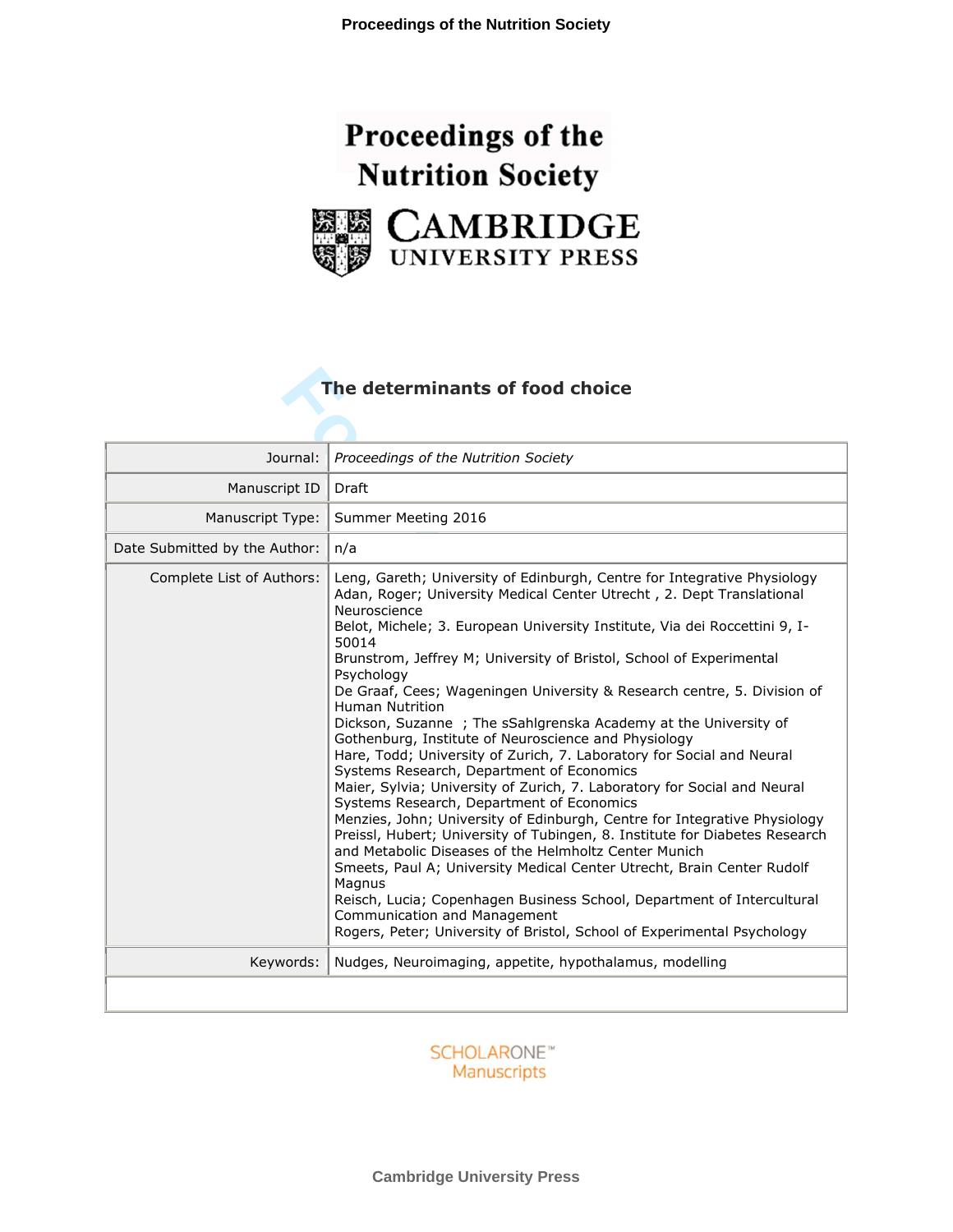# The determinants of food choice

| Journal: | *Proceedings of the Nutrition Society* |
|---|---|
| Manuscript ID | Draft |
| Manuscript Type: | Summer Meeting 2016 |
| Date Submitted by the Author: | n/a |
| Complete List of Authors: | Leng, Gareth; University of Edinburgh, Centre for Integrative Physiology<br>Adan, Roger; University Medical Center Utrecht , 2. Dept Translational Neuroscience<br>Belot, Michele; 3. European University Institute, Via dei Roccettini 9, I-50014<br>Brunstrom, Jeffrey M; University of Bristol, School of Experimental Psychology<br>De Graaf, Cees; Wageningen University & Research centre, 5. Division of Human Nutrition<br>Dickson, Suzanne ; The sSahlgrenska Academy at the University of Gothenburg, Institute of Neuroscience and Physiology<br>Hare, Todd; University of Zurich, 7. Laboratory for Social and Neural Systems Research, Department of Economics<br>Maier, Sylvia; University of Zurich, 7. Laboratory for Social and Neural Systems Research, Department of Economics<br>Menzies, John; University of Edinburgh, Centre for Integrative Physiology<br>Preissl, Hubert; University of Tubingen, 8. Institute for Diabetes Research and Metabolic Diseases of the Helmholtz Center Munich<br>Smeets, Paul A; University Medical Center Utrecht, Brain Center Rudolf Magnus<br>Reisch, Lucia; Copenhagen Business School, Department of Intercultural Communication and Management<br>Rogers, Peter; University of Bristol, School of Experimental Psychology |
| Keywords: | Nudges, Neuroimaging, appetite, hypothalamus, modelling |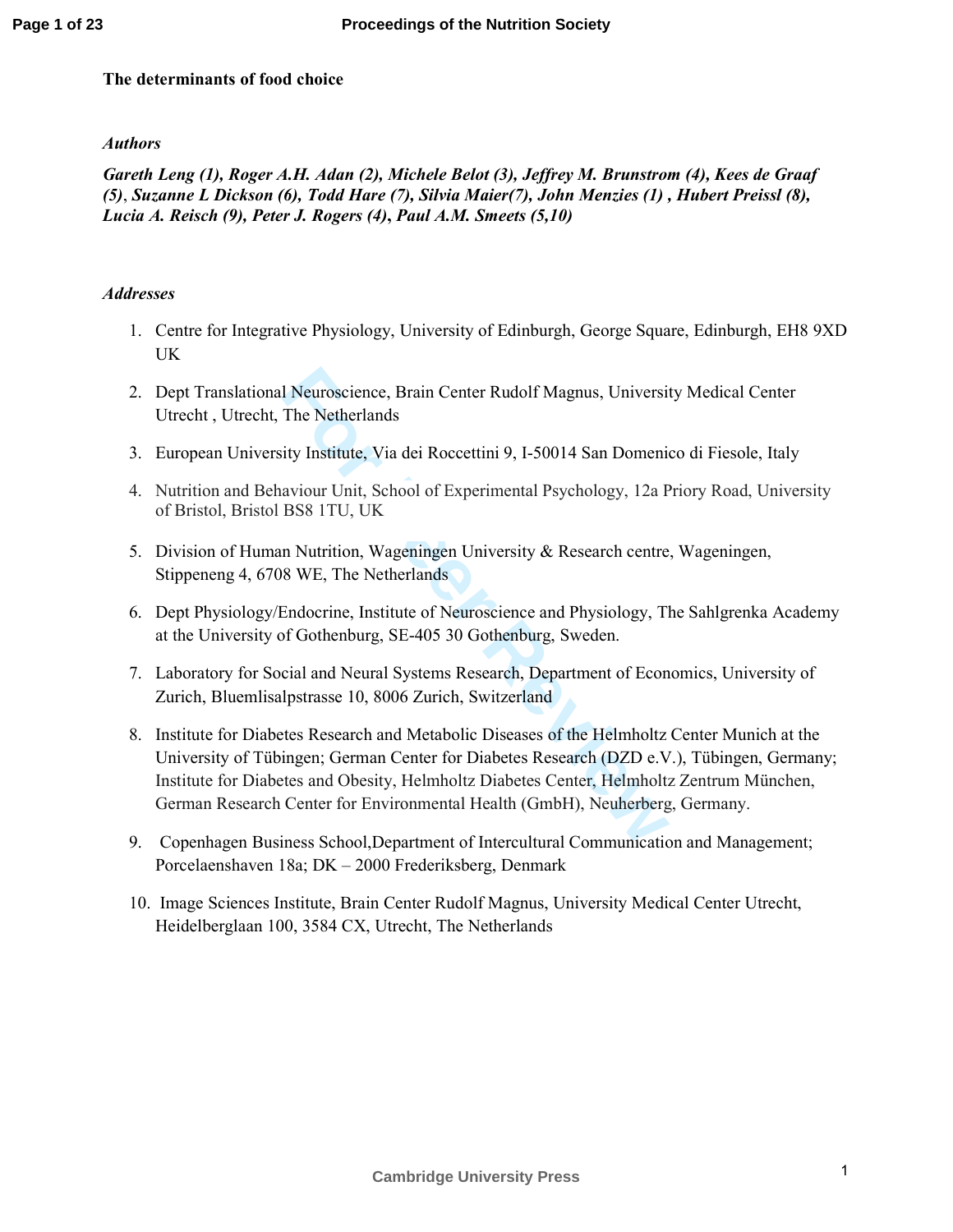**The determinants of food choice**

***Authors***

***Gareth Leng (1), Roger A.H. Adan (2), Michele Belot (3), Jeffrey M. Brunstrom (4), Kees de Graaf (5), Suzanne L Dickson (6), Todd Hare (7), Silvia Maier(7), John Menzies (1) , Hubert Preissl (8), Lucia A. Reisch (9), Peter J. Rogers (4), Paul A.M. Smeets (5,10)***

***Addresses***

1. Centre for Integrative Physiology, University of Edinburgh, George Square, Edinburgh, EH8 9XD UK
2. Dept Translational Neuroscience, Brain Center Rudolf Magnus, University Medical Center Utrecht , Utrecht, The Netherlands
3. European University Institute, Via dei Roccettini 9, I-50014 San Domenico di Fiesole, Italy
4. Nutrition and Behaviour Unit, School of Experimental Psychology, 12a Priory Road, University of Bristol, Bristol BS8 1TU, UK
5. Division of Human Nutrition, Wageningen University & Research centre, Wageningen, Stippeneng 4, 6708 WE, The Netherlands
6. Dept Physiology/Endocrine, Institute of Neuroscience and Physiology, The Sahlgrenka Academy at the University of Gothenburg, SE-405 30 Gothenburg, Sweden.
7. Laboratory for Social and Neural Systems Research, Department of Economics, University of Zurich, Bluemlisalpstrasse 10, 8006 Zurich, Switzerland
8. Institute for Diabetes Research and Metabolic Diseases of the Helmholtz Center Munich at the University of Tübingen; German Center for Diabetes Research (DZD e.V.), Tübingen, Germany; Institute for Diabetes and Obesity, Helmholtz Diabetes Center, Helmholtz Zentrum München, German Research Center for Environmental Health (GmbH), Neuherberg, Germany.
9. Copenhagen Business School,Department of Intercultural Communication and Management; Porcelaenshaven 18a; DK – 2000 Frederiksberg, Denmark
10. Image Sciences Institute, Brain Center Rudolf Magnus, University Medical Center Utrecht, Heidelberglaan 100, 3584 CX, Utrecht, The Netherlands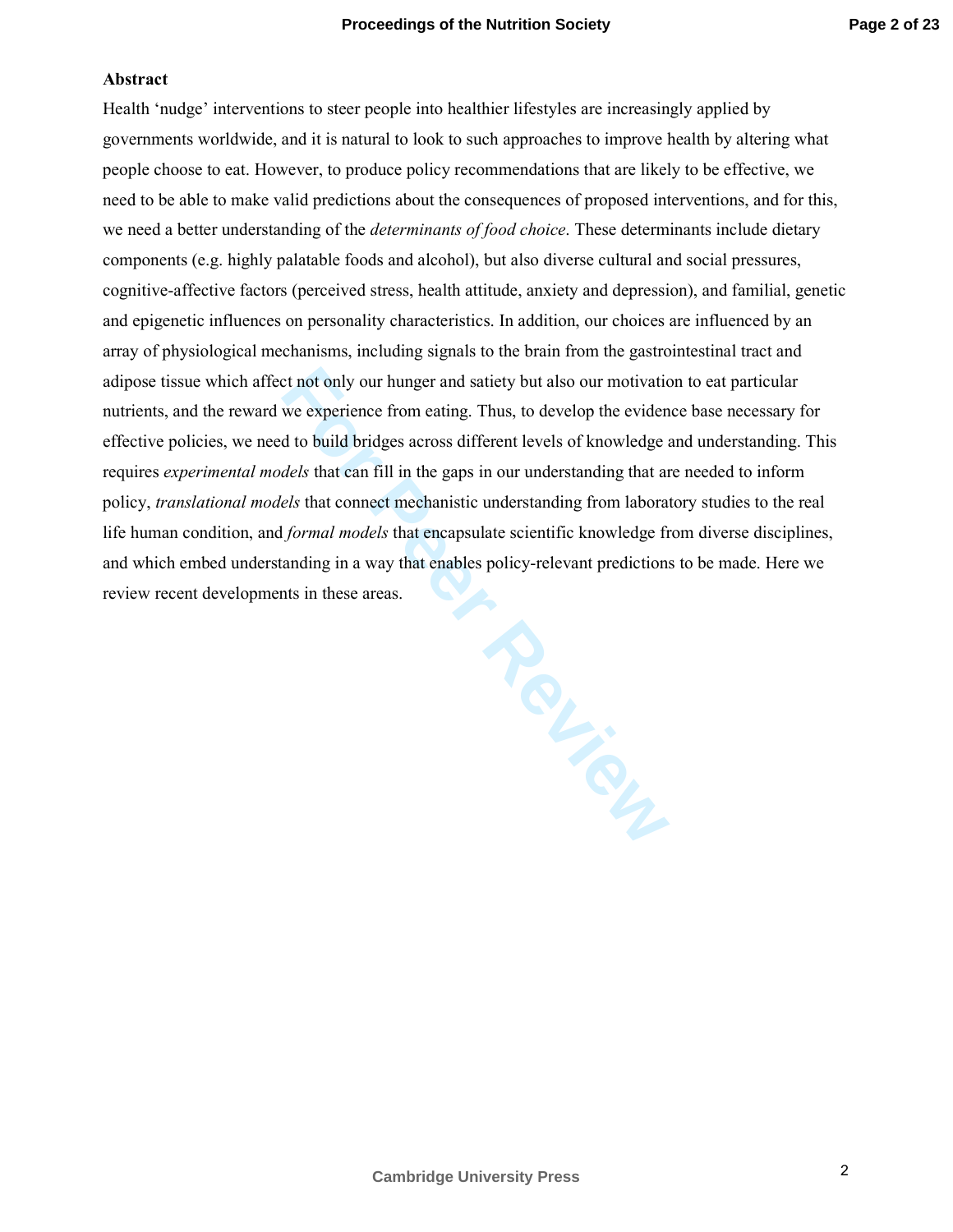## Abstract

Health 'nudge' interventions to steer people into healthier lifestyles are increasingly applied by governments worldwide, and it is natural to look to such approaches to improve health by altering what people choose to eat. However, to produce policy recommendations that are likely to be effective, we need to be able to make valid predictions about the consequences of proposed interventions, and for this, we need a better understanding of the *determinants of food choice*. These determinants include dietary components (e.g. highly palatable foods and alcohol), but also diverse cultural and social pressures, cognitive-affective factors (perceived stress, health attitude, anxiety and depression), and familial, genetic and epigenetic influences on personality characteristics. In addition, our choices are influenced by an array of physiological mechanisms, including signals to the brain from the gastrointestinal tract and adipose tissue which affect not only our hunger and satiety but also our motivation to eat particular nutrients, and the reward we experience from eating. Thus, to develop the evidence base necessary for effective policies, we need to build bridges across different levels of knowledge and understanding. This requires *experimental models* that can fill in the gaps in our understanding that are needed to inform policy, *translational models* that connect mechanistic understanding from laboratory studies to the real life human condition, and *formal models* that encapsulate scientific knowledge from diverse disciplines, and which embed understanding in a way that enables policy-relevant predictions to be made. Here we review recent developments in these areas.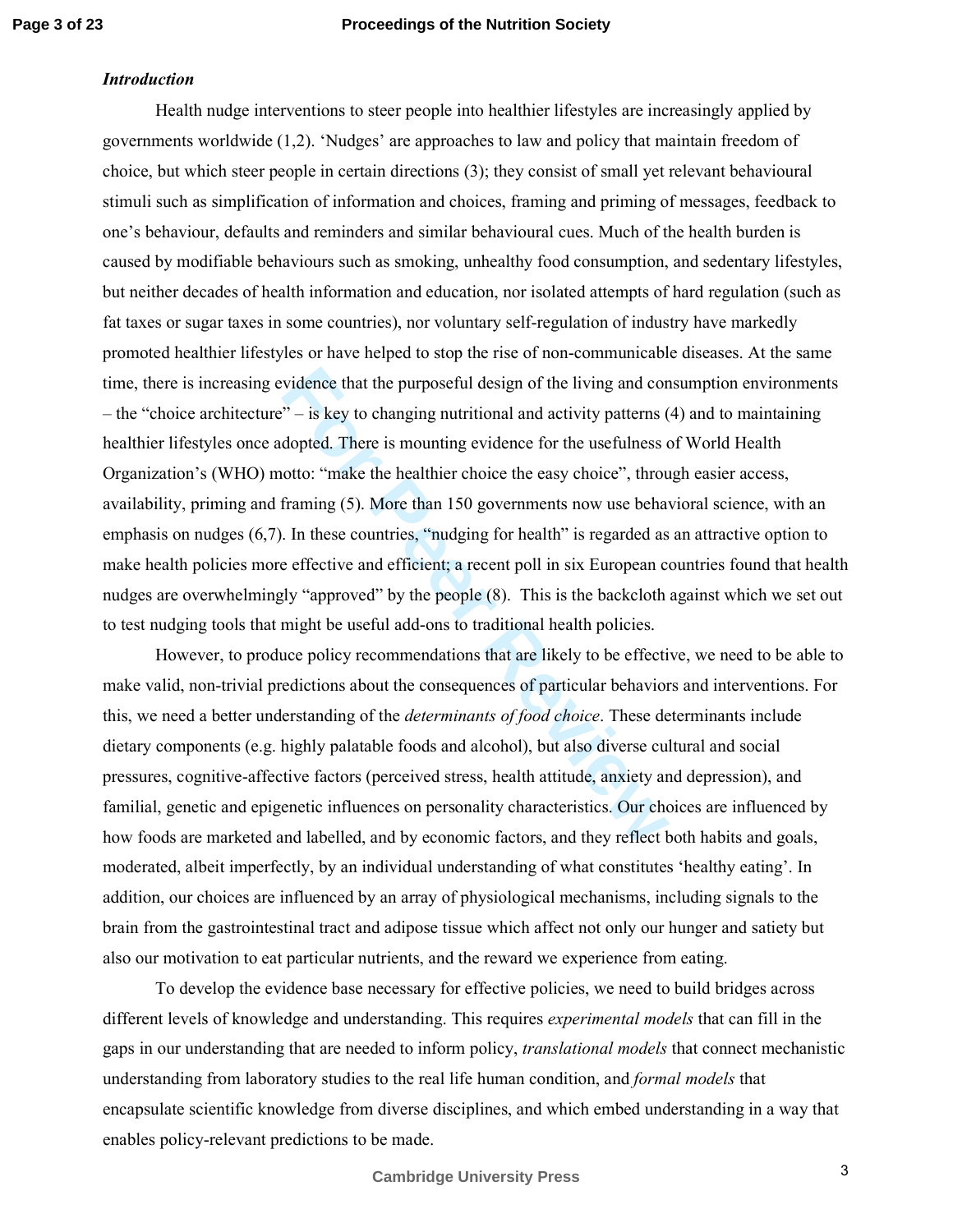### *Introduction*

Health nudge interventions to steer people into healthier lifestyles are increasingly applied by governments worldwide (1,2). ‘Nudges’ are approaches to law and policy that maintain freedom of choice, but which steer people in certain directions (3); they consist of small yet relevant behavioural stimuli such as simplification of information and choices, framing and priming of messages, feedback to one’s behaviour, defaults and reminders and similar behavioural cues. Much of the health burden is caused by modifiable behaviours such as smoking, unhealthy food consumption, and sedentary lifestyles, but neither decades of health information and education, nor isolated attempts of hard regulation (such as fat taxes or sugar taxes in some countries), nor voluntary self-regulation of industry have markedly promoted healthier lifestyles or have helped to stop the rise of non-communicable diseases. At the same time, there is increasing evidence that the purposeful design of the living and consumption environments – the “choice architecture” – is key to changing nutritional and activity patterns (4) and to maintaining healthier lifestyles once adopted. There is mounting evidence for the usefulness of World Health Organization’s (WHO) motto: “make the healthier choice the easy choice”, through easier access, availability, priming and framing (5). More than 150 governments now use behavioral science, with an emphasis on nudges (6,7). In these countries, “nudging for health” is regarded as an attractive option to make health policies more effective and efficient; a recent poll in six European countries found that health nudges are overwhelmingly “approved” by the people (8). This is the backcloth against which we set out to test nudging tools that might be useful add-ons to traditional health policies.

However, to produce policy recommendations that are likely to be effective, we need to be able to make valid, non-trivial predictions about the consequences of particular behaviors and interventions. For this, we need a better understanding of the *determinants of food choice*. These determinants include dietary components (e.g. highly palatable foods and alcohol), but also diverse cultural and social pressures, cognitive-affective factors (perceived stress, health attitude, anxiety and depression), and familial, genetic and epigenetic influences on personality characteristics. Our choices are influenced by how foods are marketed and labelled, and by economic factors, and they reflect both habits and goals, moderated, albeit imperfectly, by an individual understanding of what constitutes ‘healthy eating’. In addition, our choices are influenced by an array of physiological mechanisms, including signals to the brain from the gastrointestinal tract and adipose tissue which affect not only our hunger and satiety but also our motivation to eat particular nutrients, and the reward we experience from eating.

To develop the evidence base necessary for effective policies, we need to build bridges across different levels of knowledge and understanding. This requires *experimental models* that can fill in the gaps in our understanding that are needed to inform policy, *translational models* that connect mechanistic understanding from laboratory studies to the real life human condition, and *formal models* that encapsulate scientific knowledge from diverse disciplines, and which embed understanding in a way that enables policy-relevant predictions to be made.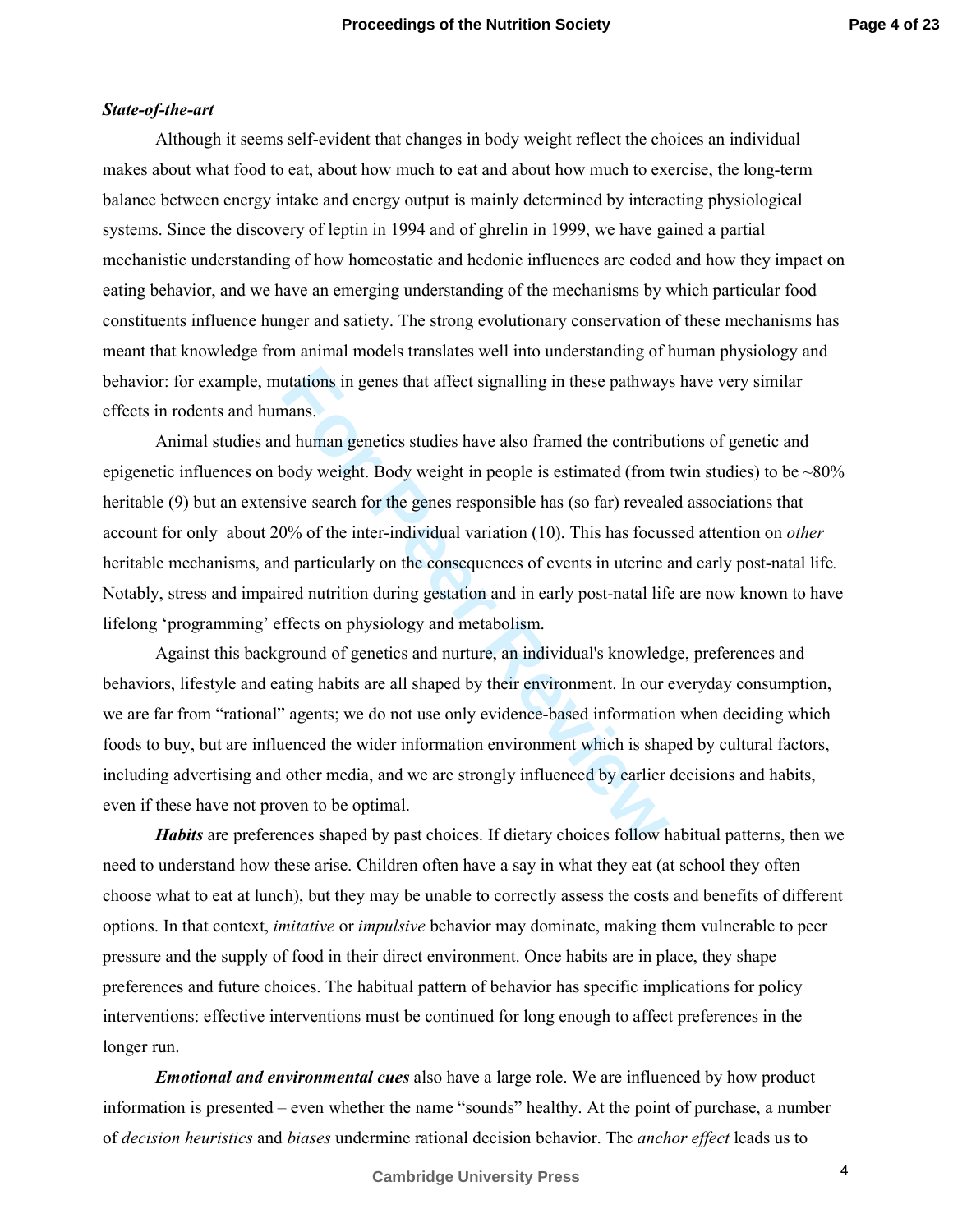***State-of-the-art***

Although it seems self-evident that changes in body weight reflect the choices an individual makes about what food to eat, about how much to eat and about how much to exercise, the long-term balance between energy intake and energy output is mainly determined by interacting physiological systems. Since the discovery of leptin in 1994 and of ghrelin in 1999, we have gained a partial mechanistic understanding of how homeostatic and hedonic influences are coded and how they impact on eating behavior, and we have an emerging understanding of the mechanisms by which particular food constituents influence hunger and satiety. The strong evolutionary conservation of these mechanisms has meant that knowledge from animal models translates well into understanding of human physiology and behavior: for example, mutations in genes that affect signalling in these pathways have very similar effects in rodents and humans.

Animal studies and human genetics studies have also framed the contributions of genetic and epigenetic influences on body weight. Body weight in people is estimated (from twin studies) to be ~80% heritable (9) but an extensive search for the genes responsible has (so far) revealed associations that account for only about 20% of the inter-individual variation (10). This has focussed attention on *other* heritable mechanisms, and particularly on the consequences of events in uterine and early post-natal life*.* Notably, stress and impaired nutrition during gestation and in early post-natal life are now known to have lifelong 'programming' effects on physiology and metabolism.

Against this background of genetics and nurture, an individual's knowledge, preferences and behaviors, lifestyle and eating habits are all shaped by their environment. In our everyday consumption, we are far from "rational" agents; we do not use only evidence-based information when deciding which foods to buy, but are influenced the wider information environment which is shaped by cultural factors, including advertising and other media, and we are strongly influenced by earlier decisions and habits, even if these have not proven to be optimal.

***Habits*** are preferences shaped by past choices. If dietary choices follow habitual patterns, then we need to understand how these arise. Children often have a say in what they eat (at school they often choose what to eat at lunch), but they may be unable to correctly assess the costs and benefits of different options. In that context, *imitative* or *impulsive* behavior may dominate, making them vulnerable to peer pressure and the supply of food in their direct environment. Once habits are in place, they shape preferences and future choices. The habitual pattern of behavior has specific implications for policy interventions: effective interventions must be continued for long enough to affect preferences in the longer run.

***Emotional and environmental cues*** also have a large role. We are influenced by how product information is presented – even whether the name "sounds" healthy. At the point of purchase, a number of *decision heuristics* and *biases* undermine rational decision behavior. The *anchor effect* leads us to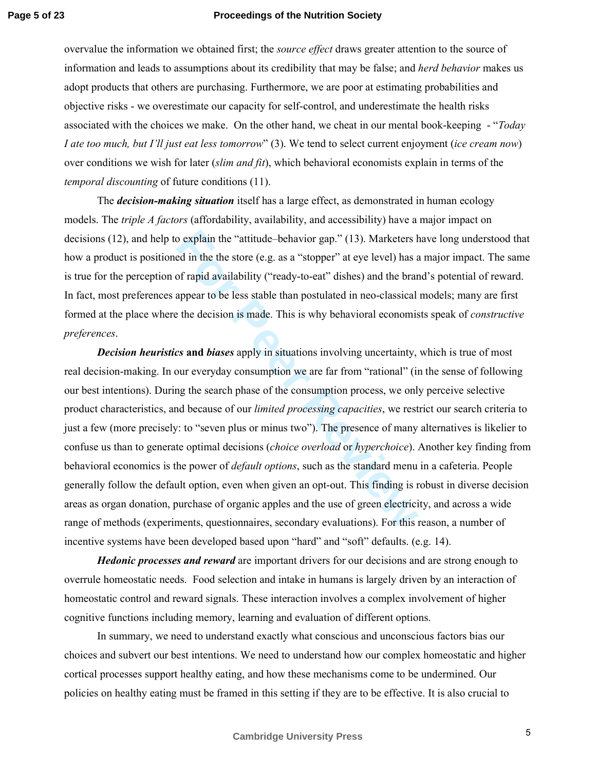overvalue the information we obtained first; the *source effect* draws greater attention to the source of information and leads to assumptions about its credibility that may be false; and *herd behavior* makes us adopt products that others are purchasing. Furthermore, we are poor at estimating probabilities and objective risks - we overestimate our capacity for self-control, and underestimate the health risks associated with the choices we make.  On the other hand, we cheat in our mental book-keeping  - "*Today I ate too much, but I'll just eat less tomorrow*" (3). We tend to select current enjoyment (*ice cream now*) over conditions we wish for later (*slim and fit*), which behavioral economists explain in terms of the *temporal discounting* of future conditions (11).

The ***decision-making situation*** itself has a large effect, as demonstrated in human ecology models. The *triple A factors* (affordability, availability, and accessibility) have a major impact on decisions (12), and help to explain the "attitude–behavior gap." (13). Marketers have long understood that how a product is positioned in the the store (e.g. as a "stopper" at eye level) has a major impact. The same is true for the perception of rapid availability ("ready-to-eat" dishes) and the brand's potential of reward. In fact, most preferences appear to be less stable than postulated in neo-classical models; many are first formed at the place where the decision is made. This is why behavioral economists speak of *constructive preferences*.

***Decision heuristics*** **and** ***biases*** apply in situations involving uncertainty, which is true of most real decision-making. In our everyday consumption we are far from "rational" (in the sense of following our best intentions). During the search phase of the consumption process, we only perceive selective product characteristics, and because of our *limited processing capacities*, we restrict our search criteria to just a few (more precisely: to "seven plus or minus two"). The presence of many alternatives is likelier to confuse us than to generate optimal decisions (*choice overload* or *hyperchoice*). Another key finding from behavioral economics is the power of *default options*, such as the standard menu in a cafeteria. People generally follow the default option, even when given an opt-out. This finding is robust in diverse decision areas as organ donation, purchase of organic apples and the use of green electricity, and across a wide range of methods (experiments, questionnaires, secondary evaluations). For this reason, a number of incentive systems have been developed based upon "hard" and "soft" defaults. (e.g. 14).

***Hedonic processes and reward*** are important drivers for our decisions and are strong enough to overrule homeostatic needs.  Food selection and intake in humans is largely driven by an interaction of homeostatic control and reward signals. These interaction involves a complex involvement of higher cognitive functions including memory, learning and evaluation of different options.

In summary, we need to understand exactly what conscious and unconscious factors bias our choices and subvert our best intentions. We need to understand how our complex homeostatic and higher cortical processes support healthy eating, and how these mechanisms come to be undermined. Our policies on healthy eating must be framed in this setting if they are to be effective. It is also crucial to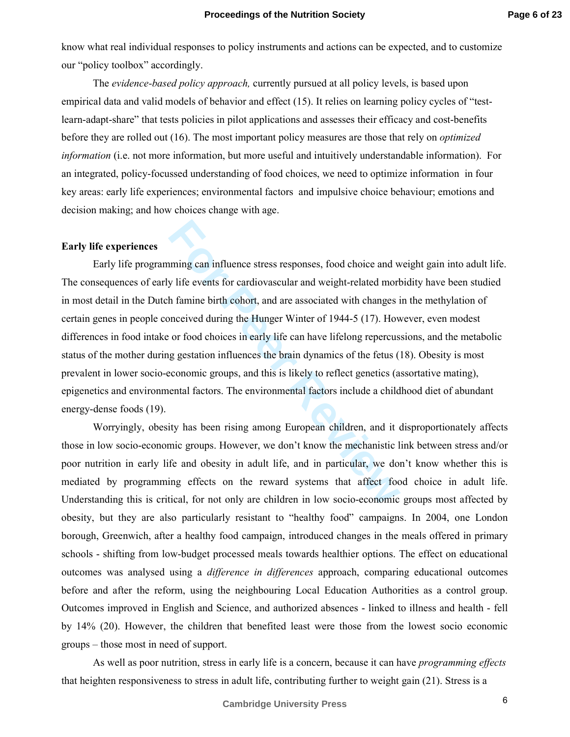know what real individual responses to policy instruments and actions can be expected, and to customize our "policy toolbox" accordingly.

The *evidence-based policy approach,* currently pursued at all policy levels, is based upon empirical data and valid models of behavior and effect (15). It relies on learning policy cycles of "test-learn-adapt-share" that tests policies in pilot applications and assesses their efficacy and cost-benefits before they are rolled out (16). The most important policy measures are those that rely on *optimized information* (i.e. not more information, but more useful and intuitively understandable information). For an integrated, policy-focussed understanding of food choices, we need to optimize information in four key areas: early life experiences; environmental factors and impulsive choice behaviour; emotions and decision making; and how choices change with age.

**Early life experiences**

Early life programming can influence stress responses, food choice and weight gain into adult life. The consequences of early life events for cardiovascular and weight-related morbidity have been studied in most detail in the Dutch famine birth cohort, and are associated with changes in the methylation of certain genes in people conceived during the Hunger Winter of 1944-5 (17). However, even modest differences in food intake or food choices in early life can have lifelong repercussions, and the metabolic status of the mother during gestation influences the brain dynamics of the fetus (18). Obesity is most prevalent in lower socio-economic groups, and this is likely to reflect genetics (assortative mating), epigenetics and environmental factors. The environmental factors include a childhood diet of abundant energy-dense foods (19).

Worryingly, obesity has been rising among European children, and it disproportionately affects those in low socio-economic groups. However, we don't know the mechanistic link between stress and/or poor nutrition in early life and obesity in adult life, and in particular, we don't know whether this is mediated by programming effects on the reward systems that affect food choice in adult life. Understanding this is critical, for not only are children in low socio-economic groups most affected by obesity, but they are also particularly resistant to "healthy food" campaigns. In 2004, one London borough, Greenwich, after a healthy food campaign, introduced changes in the meals offered in primary schools - shifting from low-budget processed meals towards healthier options. The effect on educational outcomes was analysed using a *difference in differences* approach, comparing educational outcomes before and after the reform, using the neighbouring Local Education Authorities as a control group. Outcomes improved in English and Science, and authorized absences - linked to illness and health - fell by 14% (20). However, the children that benefited least were those from the lowest socio economic groups – those most in need of support.

As well as poor nutrition, stress in early life is a concern, because it can have *programming effects* that heighten responsiveness to stress in adult life, contributing further to weight gain (21). Stress is a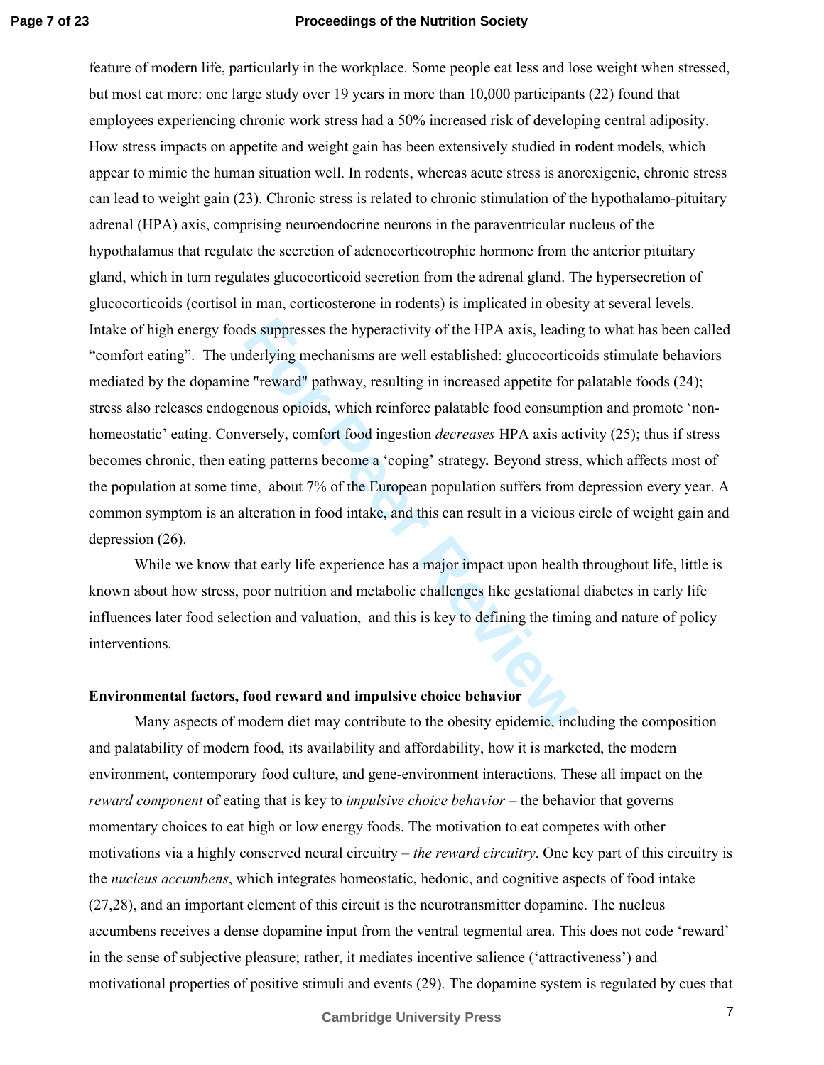feature of modern life, particularly in the workplace. Some people eat less and lose weight when stressed, but most eat more: one large study over 19 years in more than 10,000 participants (22) found that employees experiencing chronic work stress had a 50% increased risk of developing central adiposity. How stress impacts on appetite and weight gain has been extensively studied in rodent models, which appear to mimic the human situation well. In rodents, whereas acute stress is anorexigenic, chronic stress can lead to weight gain (23). Chronic stress is related to chronic stimulation of the hypothalamo-pituitary adrenal (HPA) axis, comprising neuroendocrine neurons in the paraventricular nucleus of the hypothalamus that regulate the secretion of adenocorticotrophic hormone from the anterior pituitary gland, which in turn regulates glucocorticoid secretion from the adrenal gland. The hypersecretion of glucocorticoids (cortisol in man, corticosterone in rodents) is implicated in obesity at several levels. Intake of high energy foods suppresses the hyperactivity of the HPA axis, leading to what has been called "comfort eating". The underlying mechanisms are well established: glucocorticoids stimulate behaviors mediated by the dopamine "reward" pathway, resulting in increased appetite for palatable foods (24); stress also releases endogenous opioids, which reinforce palatable food consumption and promote 'non-homeostatic' eating. Conversely, comfort food ingestion *decreases* HPA axis activity (25); thus if stress becomes chronic, then eating patterns become a 'coping' strategy**.** Beyond stress, which affects most of the population at some time, about 7% of the European population suffers from depression every year. A common symptom is an alteration in food intake, and this can result in a vicious circle of weight gain and depression (26).

While we know that early life experience has a major impact upon health throughout life, little is known about how stress, poor nutrition and metabolic challenges like gestational diabetes in early life influences later food selection and valuation, and this is key to defining the timing and nature of policy interventions.

**Environmental factors, food reward and impulsive choice behavior**

Many aspects of modern diet may contribute to the obesity epidemic, including the composition and palatability of modern food, its availability and affordability, how it is marketed, the modern environment, contemporary food culture, and gene-environment interactions. These all impact on the *reward component* of eating that is key to *impulsive choice behavior* – the behavior that governs momentary choices to eat high or low energy foods. The motivation to eat competes with other motivations via a highly conserved neural circuitry – *the reward circuitry*. One key part of this circuitry is the *nucleus accumbens*, which integrates homeostatic, hedonic, and cognitive aspects of food intake (27,28), and an important element of this circuit is the neurotransmitter dopamine. The nucleus accumbens receives a dense dopamine input from the ventral tegmental area. This does not code 'reward' in the sense of subjective pleasure; rather, it mediates incentive salience ('attractiveness') and motivational properties of positive stimuli and events (29). The dopamine system is regulated by cues that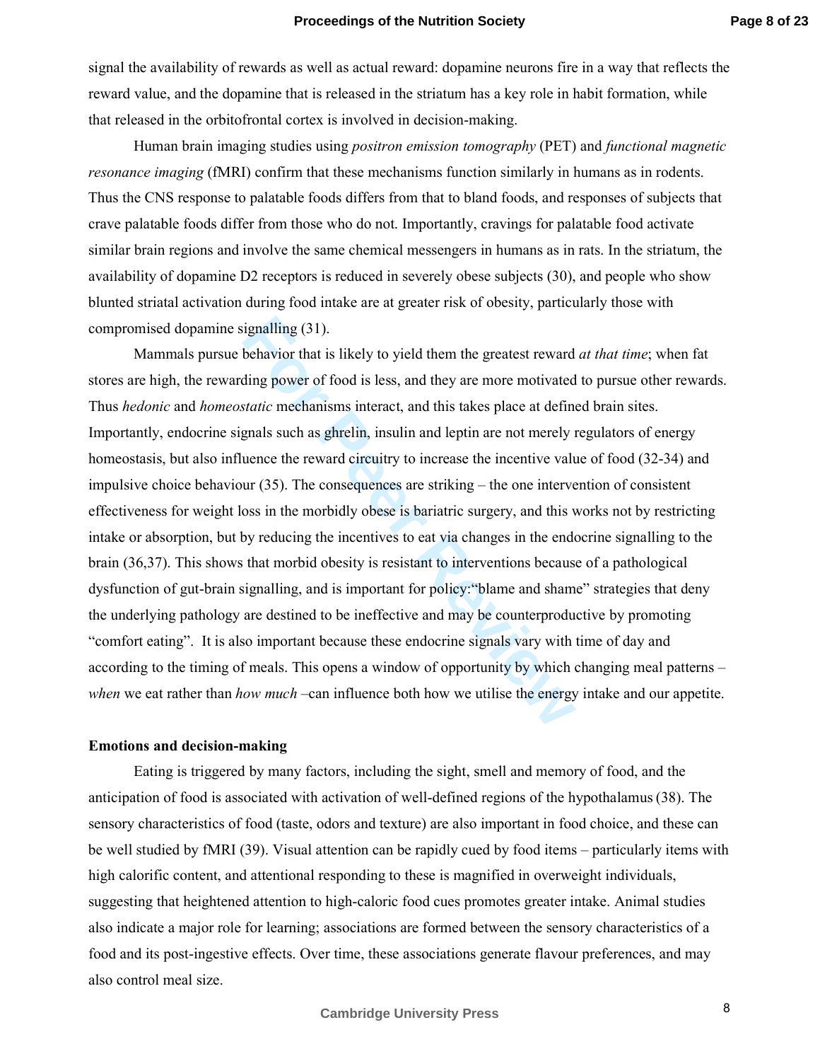signal the availability of rewards as well as actual reward: dopamine neurons fire in a way that reflects the reward value, and the dopamine that is released in the striatum has a key role in habit formation, while that released in the orbitofrontal cortex is involved in decision-making.

Human brain imaging studies using *positron emission tomography* (PET) and *functional magnetic resonance imaging* (fMRI) confirm that these mechanisms function similarly in humans as in rodents. Thus the CNS response to palatable foods differs from that to bland foods, and responses of subjects that crave palatable foods differ from those who do not. Importantly, cravings for palatable food activate similar brain regions and involve the same chemical messengers in humans as in rats. In the striatum, the availability of dopamine D2 receptors is reduced in severely obese subjects (30), and people who show blunted striatal activation during food intake are at greater risk of obesity, particularly those with compromised dopamine signalling (31).

Mammals pursue behavior that is likely to yield them the greatest reward *at that time*; when fat stores are high, the rewarding power of food is less, and they are more motivated to pursue other rewards. Thus *hedonic* and *homeostatic* mechanisms interact, and this takes place at defined brain sites. Importantly, endocrine signals such as ghrelin, insulin and leptin are not merely regulators of energy homeostasis, but also influence the reward circuitry to increase the incentive value of food (32-34) and impulsive choice behaviour (35). The consequences are striking – the one intervention of consistent effectiveness for weight loss in the morbidly obese is bariatric surgery, and this works not by restricting intake or absorption, but by reducing the incentives to eat via changes in the endocrine signalling to the brain (36,37). This shows that morbid obesity is resistant to interventions because of a pathological dysfunction of gut-brain signalling, and is important for policy:"blame and shame" strategies that deny the underlying pathology are destined to be ineffective and may be counterproductive by promoting "comfort eating". It is also important because these endocrine signals vary with time of day and according to the timing of meals. This opens a window of opportunity by which changing meal patterns – *when* we eat rather than *how much* –can influence both how we utilise the energy intake and our appetite.

**Emotions and decision-making**

Eating is triggered by many factors, including the sight, smell and memory of food, and the anticipation of food is associated with activation of well-defined regions of the hypothalamus (38). The sensory characteristics of food (taste, odors and texture) are also important in food choice, and these can be well studied by fMRI (39). Visual attention can be rapidly cued by food items – particularly items with high calorific content, and attentional responding to these is magnified in overweight individuals, suggesting that heightened attention to high-caloric food cues promotes greater intake. Animal studies also indicate a major role for learning; associations are formed between the sensory characteristics of a food and its post-ingestive effects. Over time, these associations generate flavour preferences, and may also control meal size.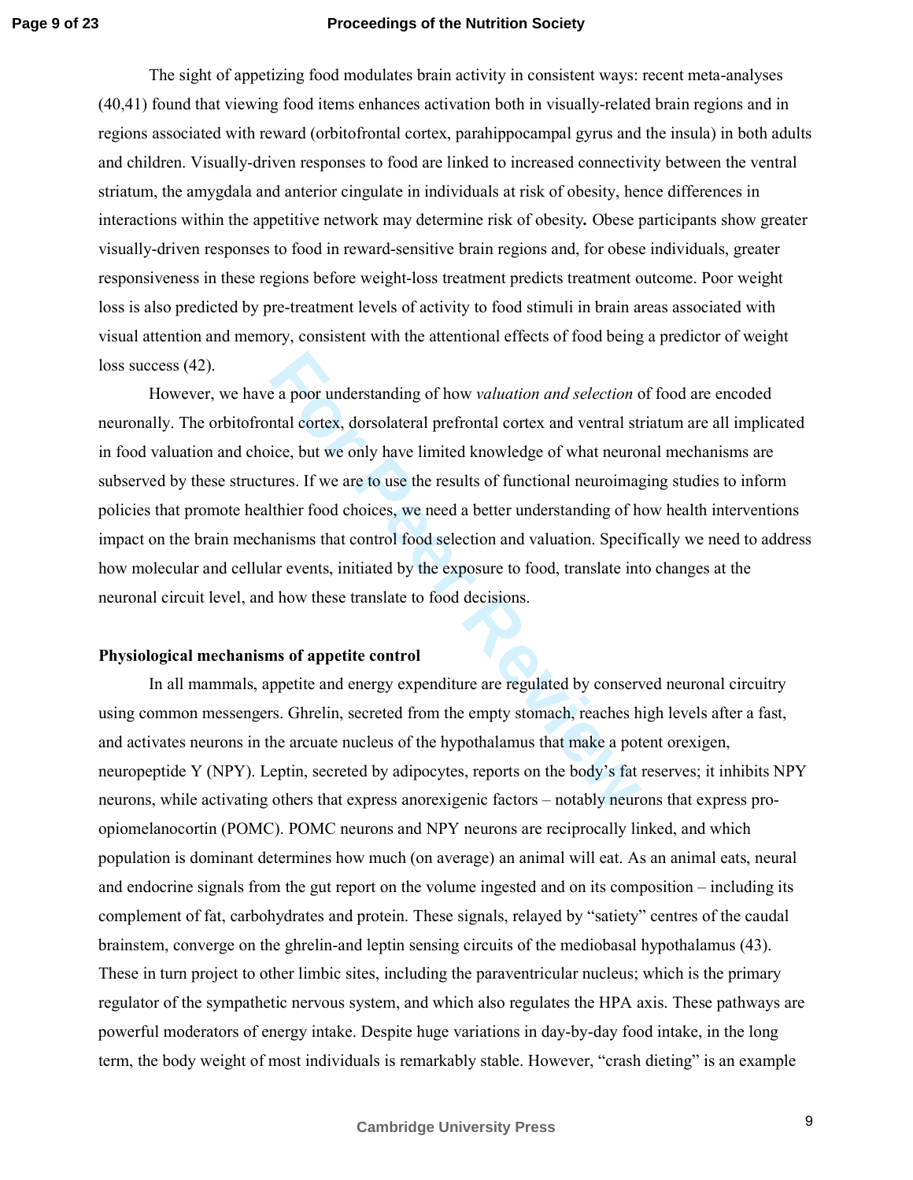The sight of appetizing food modulates brain activity in consistent ways: recent meta-analyses (40,41) found that viewing food items enhances activation both in visually-related brain regions and in regions associated with reward (orbitofrontal cortex, parahippocampal gyrus and the insula) in both adults and children. Visually-driven responses to food are linked to increased connectivity between the ventral striatum, the amygdala and anterior cingulate in individuals at risk of obesity, hence differences in interactions within the appetitive network may determine risk of obesity**.** Obese participants show greater visually-driven responses to food in reward-sensitive brain regions and, for obese individuals, greater responsiveness in these regions before weight-loss treatment predicts treatment outcome. Poor weight loss is also predicted by pre-treatment levels of activity to food stimuli in brain areas associated with visual attention and memory, consistent with the attentional effects of food being a predictor of weight loss success (42).

However, we have a poor understanding of how *valuation and selection* of food are encoded neuronally. The orbitofrontal cortex, dorsolateral prefrontal cortex and ventral striatum are all implicated in food valuation and choice, but we only have limited knowledge of what neuronal mechanisms are subserved by these structures. If we are to use the results of functional neuroimaging studies to inform policies that promote healthier food choices, we need a better understanding of how health interventions impact on the brain mechanisms that control food selection and valuation. Specifically we need to address how molecular and cellular events, initiated by the exposure to food, translate into changes at the neuronal circuit level, and how these translate to food decisions.

**Physiological mechanisms of appetite control**

In all mammals, appetite and energy expenditure are regulated by conserved neuronal circuitry using common messengers. Ghrelin, secreted from the empty stomach, reaches high levels after a fast, and activates neurons in the arcuate nucleus of the hypothalamus that make a potent orexigen, neuropeptide Y (NPY). Leptin, secreted by adipocytes, reports on the body's fat reserves; it inhibits NPY neurons, while activating others that express anorexigenic factors – notably neurons that express pro-opiomelanocortin (POMC). POMC neurons and NPY neurons are reciprocally linked, and which population is dominant determines how much (on average) an animal will eat. As an animal eats, neural and endocrine signals from the gut report on the volume ingested and on its composition – including its complement of fat, carbohydrates and protein. These signals, relayed by "satiety" centres of the caudal brainstem, converge on the ghrelin-and leptin sensing circuits of the mediobasal hypothalamus (43). These in turn project to other limbic sites, including the paraventricular nucleus; which is the primary regulator of the sympathetic nervous system, and which also regulates the HPA axis. These pathways are powerful moderators of energy intake. Despite huge variations in day-by-day food intake, in the long term, the body weight of most individuals is remarkably stable. However, "crash dieting" is an example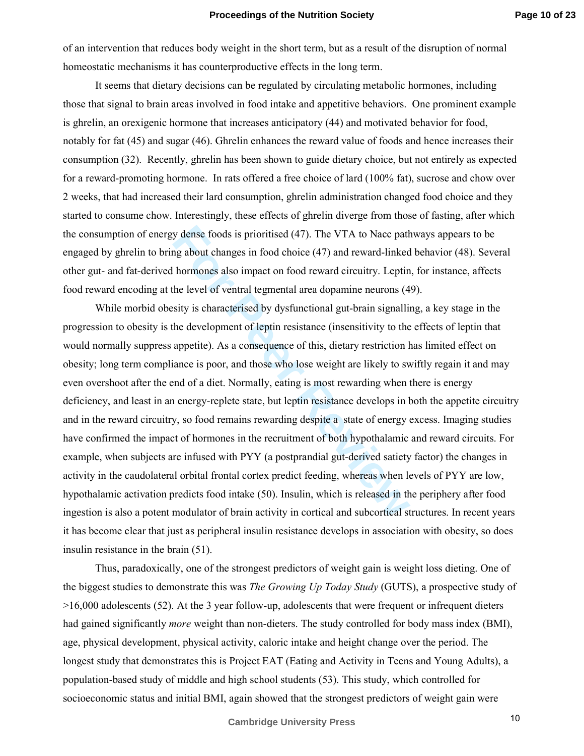of an intervention that reduces body weight in the short term, but as a result of the disruption of normal homeostatic mechanisms it has counterproductive effects in the long term.

It seems that dietary decisions can be regulated by circulating metabolic hormones, including those that signal to brain areas involved in food intake and appetitive behaviors. One prominent example is ghrelin, an orexigenic hormone that increases anticipatory (44) and motivated behavior for food, notably for fat (45) and sugar (46). Ghrelin enhances the reward value of foods and hence increases their consumption (32). Recently, ghrelin has been shown to guide dietary choice, but not entirely as expected for a reward-promoting hormone. In rats offered a free choice of lard (100% fat), sucrose and chow over 2 weeks, that had increased their lard consumption, ghrelin administration changed food choice and they started to consume chow. Interestingly, these effects of ghrelin diverge from those of fasting, after which the consumption of energy dense foods is prioritised (47). The VTA to Nacc pathways appears to be engaged by ghrelin to bring about changes in food choice (47) and reward-linked behavior (48). Several other gut- and fat-derived hormones also impact on food reward circuitry. Leptin, for instance, affects food reward encoding at the level of ventral tegmental area dopamine neurons (49).

While morbid obesity is characterised by dysfunctional gut-brain signalling, a key stage in the progression to obesity is the development of leptin resistance (insensitivity to the effects of leptin that would normally suppress appetite). As a consequence of this, dietary restriction has limited effect on obesity; long term compliance is poor, and those who lose weight are likely to swiftly regain it and may even overshoot after the end of a diet. Normally, eating is most rewarding when there is energy deficiency, and least in an energy-replete state, but leptin resistance develops in both the appetite circuitry and in the reward circuitry, so food remains rewarding despite a state of energy excess. Imaging studies have confirmed the impact of hormones in the recruitment of both hypothalamic and reward circuits. For example, when subjects are infused with PYY (a postprandial gut-derived satiety factor) the changes in activity in the caudolateral orbital frontal cortex predict feeding, whereas when levels of PYY are low, hypothalamic activation predicts food intake (50). Insulin, which is released in the periphery after food ingestion is also a potent modulator of brain activity in cortical and subcortical structures. In recent years it has become clear that just as peripheral insulin resistance develops in association with obesity, so does insulin resistance in the brain (51).

Thus, paradoxically, one of the strongest predictors of weight gain is weight loss dieting. One of the biggest studies to demonstrate this was *The Growing Up Today Study* (GUTS), a prospective study of >16,000 adolescents (52). At the 3 year follow-up, adolescents that were frequent or infrequent dieters had gained significantly *more* weight than non-dieters. The study controlled for body mass index (BMI), age, physical development, physical activity, caloric intake and height change over the period. The longest study that demonstrates this is Project EAT (Eating and Activity in Teens and Young Adults), a population-based study of middle and high school students (53). This study, which controlled for socioeconomic status and initial BMI, again showed that the strongest predictors of weight gain were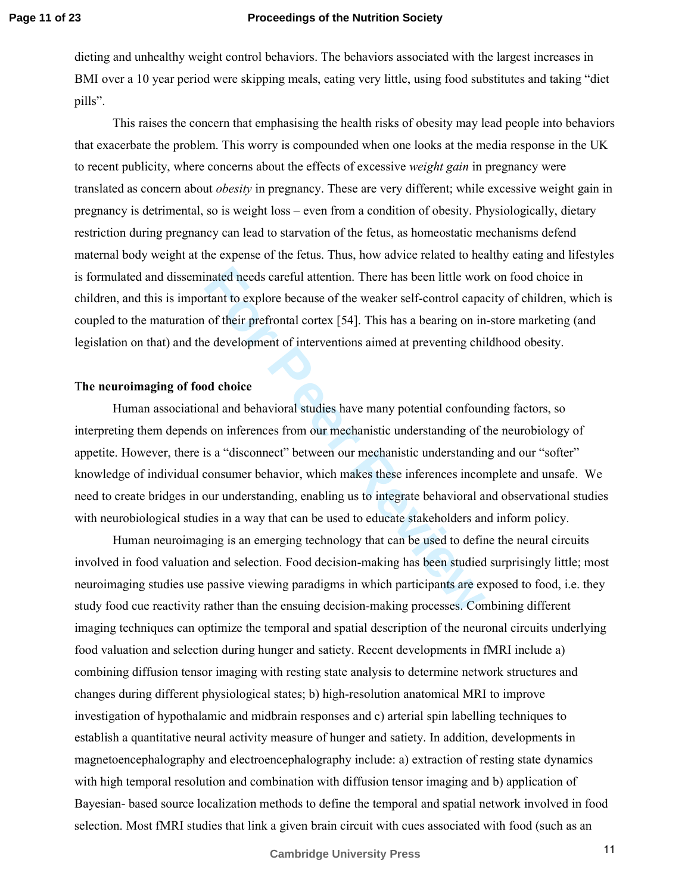dieting and unhealthy weight control behaviors. The behaviors associated with the largest increases in BMI over a 10 year period were skipping meals, eating very little, using food substitutes and taking "diet pills".

This raises the concern that emphasising the health risks of obesity may lead people into behaviors that exacerbate the problem. This worry is compounded when one looks at the media response in the UK to recent publicity, where concerns about the effects of excessive *weight gain* in pregnancy were translated as concern about *obesity* in pregnancy. These are very different; while excessive weight gain in pregnancy is detrimental, so is weight loss – even from a condition of obesity. Physiologically, dietary restriction during pregnancy can lead to starvation of the fetus, as homeostatic mechanisms defend maternal body weight at the expense of the fetus. Thus, how advice related to healthy eating and lifestyles is formulated and disseminated needs careful attention. There has been little work on food choice in children, and this is important to explore because of the weaker self-control capacity of children, which is coupled to the maturation of their prefrontal cortex [54]. This has a bearing on in-store marketing (and legislation on that) and the development of interventions aimed at preventing childhood obesity.

**The neuroimaging of food choice**

Human associational and behavioral studies have many potential confounding factors, so interpreting them depends on inferences from our mechanistic understanding of the neurobiology of appetite. However, there is a "disconnect" between our mechanistic understanding and our "softer" knowledge of individual consumer behavior, which makes these inferences incomplete and unsafe. We need to create bridges in our understanding, enabling us to integrate behavioral and observational studies with neurobiological studies in a way that can be used to educate stakeholders and inform policy.

Human neuroimaging is an emerging technology that can be used to define the neural circuits involved in food valuation and selection. Food decision-making has been studied surprisingly little; most neuroimaging studies use passive viewing paradigms in which participants are exposed to food, i.e. they study food cue reactivity rather than the ensuing decision-making processes. Combining different imaging techniques can optimize the temporal and spatial description of the neuronal circuits underlying food valuation and selection during hunger and satiety. Recent developments in fMRI include a) combining diffusion tensor imaging with resting state analysis to determine network structures and changes during different physiological states; b) high-resolution anatomical MRI to improve investigation of hypothalamic and midbrain responses and c) arterial spin labelling techniques to establish a quantitative neural activity measure of hunger and satiety. In addition, developments in magnetoencephalography and electroencephalography include: a) extraction of resting state dynamics with high temporal resolution and combination with diffusion tensor imaging and b) application of Bayesian- based source localization methods to define the temporal and spatial network involved in food selection. Most fMRI studies that link a given brain circuit with cues associated with food (such as an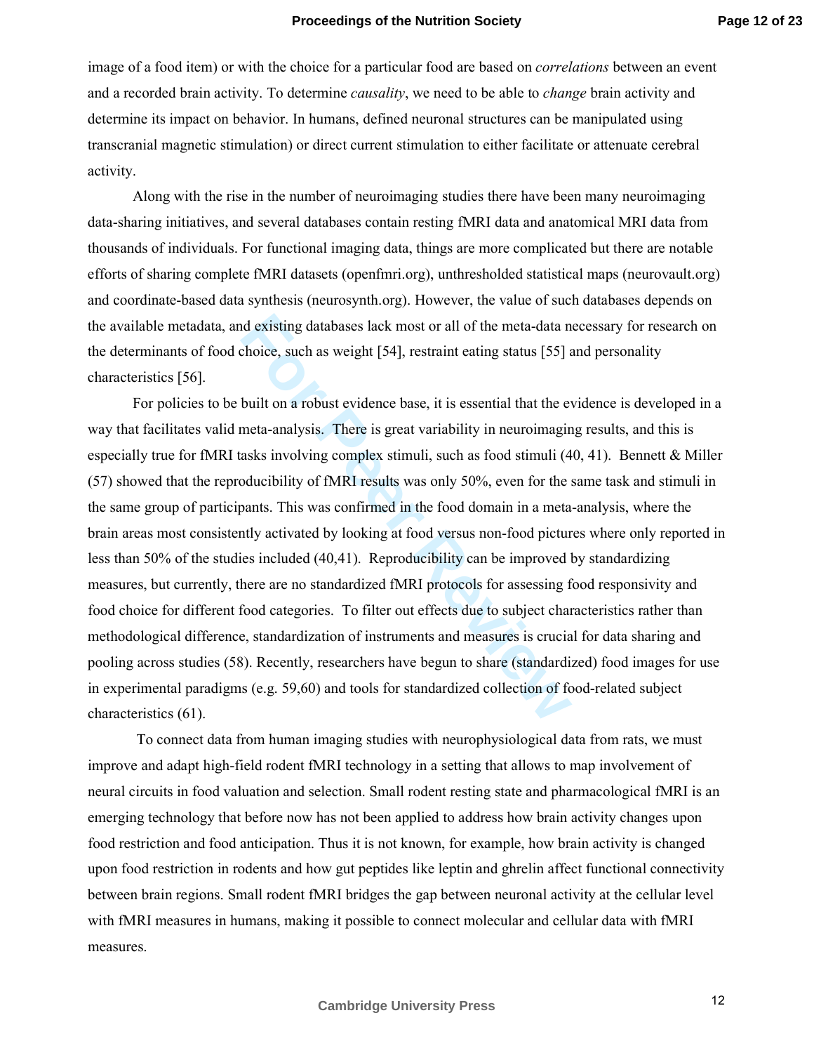image of a food item) or with the choice for a particular food are based on *correlations* between an event and a recorded brain activity. To determine *causality*, we need to be able to *change* brain activity and determine its impact on behavior. In humans, defined neuronal structures can be manipulated using transcranial magnetic stimulation) or direct current stimulation to either facilitate or attenuate cerebral activity.

Along with the rise in the number of neuroimaging studies there have been many neuroimaging data-sharing initiatives, and several databases contain resting fMRI data and anatomical MRI data from thousands of individuals. For functional imaging data, things are more complicated but there are notable efforts of sharing complete fMRI datasets (openfmri.org), unthresholded statistical maps (neurovault.org) and coordinate-based data synthesis (neurosynth.org). However, the value of such databases depends on the available metadata, and existing databases lack most or all of the meta-data necessary for research on the determinants of food choice, such as weight [54], restraint eating status [55] and personality characteristics [56].

For policies to be built on a robust evidence base, it is essential that the evidence is developed in a way that facilitates valid meta-analysis. There is great variability in neuroimaging results, and this is especially true for fMRI tasks involving complex stimuli, such as food stimuli (40, 41). Bennett & Miller (57) showed that the reproducibility of fMRI results was only 50%, even for the same task and stimuli in the same group of participants. This was confirmed in the food domain in a meta-analysis, where the brain areas most consistently activated by looking at food versus non-food pictures where only reported in less than 50% of the studies included (40,41). Reproducibility can be improved by standardizing measures, but currently, there are no standardized fMRI protocols for assessing food responsivity and food choice for different food categories. To filter out effects due to subject characteristics rather than methodological difference, standardization of instruments and measures is crucial for data sharing and pooling across studies (58). Recently, researchers have begun to share (standardized) food images for use in experimental paradigms (e.g. 59,60) and tools for standardized collection of food-related subject characteristics (61).

To connect data from human imaging studies with neurophysiological data from rats, we must improve and adapt high-field rodent fMRI technology in a setting that allows to map involvement of neural circuits in food valuation and selection. Small rodent resting state and pharmacological fMRI is an emerging technology that before now has not been applied to address how brain activity changes upon food restriction and food anticipation. Thus it is not known, for example, how brain activity is changed upon food restriction in rodents and how gut peptides like leptin and ghrelin affect functional connectivity between brain regions. Small rodent fMRI bridges the gap between neuronal activity at the cellular level with fMRI measures in humans, making it possible to connect molecular and cellular data with fMRI measures.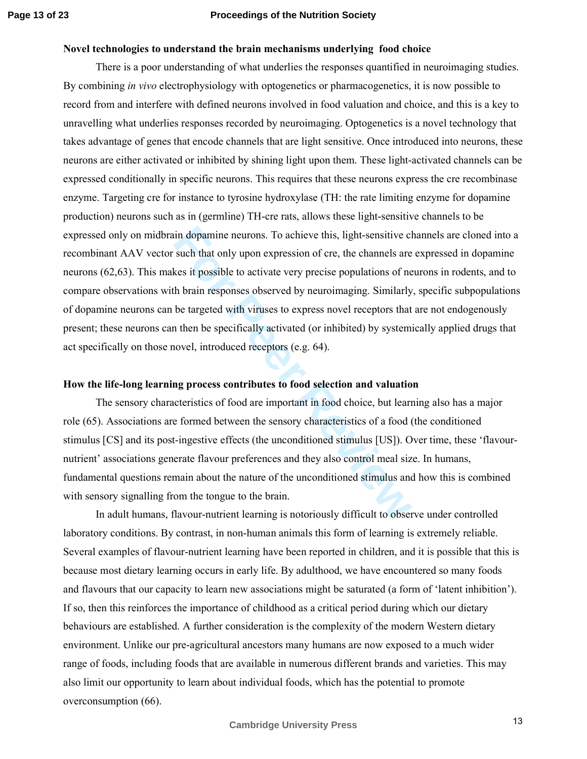### Novel technologies to understand the brain mechanisms underlying food choice

There is a poor understanding of what underlies the responses quantified in neuroimaging studies. By combining *in vivo* electrophysiology with optogenetics or pharmacogenetics, it is now possible to record from and interfere with defined neurons involved in food valuation and choice, and this is a key to unravelling what underlies responses recorded by neuroimaging. Optogenetics is a novel technology that takes advantage of genes that encode channels that are light sensitive. Once introduced into neurons, these neurons are either activated or inhibited by shining light upon them. These light-activated channels can be expressed conditionally in specific neurons. This requires that these neurons express the cre recombinase enzyme. Targeting cre for instance to tyrosine hydroxylase (TH: the rate limiting enzyme for dopamine production) neurons such as in (germline) TH-cre rats, allows these light-sensitive channels to be expressed only on midbrain dopamine neurons. To achieve this, light-sensitive channels are cloned into a recombinant AAV vector such that only upon expression of cre, the channels are expressed in dopamine neurons (62,63). This makes it possible to activate very precise populations of neurons in rodents, and to compare observations with brain responses observed by neuroimaging. Similarly, specific subpopulations of dopamine neurons can be targeted with viruses to express novel receptors that are not endogenously present; these neurons can then be specifically activated (or inhibited) by systemically applied drugs that act specifically on those novel, introduced receptors (e.g. 64).

### How the life-long learning process contributes to food selection and valuation

The sensory characteristics of food are important in food choice, but learning also has a major role (65). Associations are formed between the sensory characteristics of a food (the conditioned stimulus [CS] and its post-ingestive effects (the unconditioned stimulus [US]). Over time, these 'flavour-nutrient' associations generate flavour preferences and they also control meal size. In humans, fundamental questions remain about the nature of the unconditioned stimulus and how this is combined with sensory signalling from the tongue to the brain.

In adult humans, flavour-nutrient learning is notoriously difficult to observe under controlled laboratory conditions. By contrast, in non-human animals this form of learning is extremely reliable. Several examples of flavour-nutrient learning have been reported in children, and it is possible that this is because most dietary learning occurs in early life. By adulthood, we have encountered so many foods and flavours that our capacity to learn new associations might be saturated (a form of 'latent inhibition'). If so, then this reinforces the importance of childhood as a critical period during which our dietary behaviours are established. A further consideration is the complexity of the modern Western dietary environment. Unlike our pre-agricultural ancestors many humans are now exposed to a much wider range of foods, including foods that are available in numerous different brands and varieties. This may also limit our opportunity to learn about individual foods, which has the potential to promote overconsumption (66).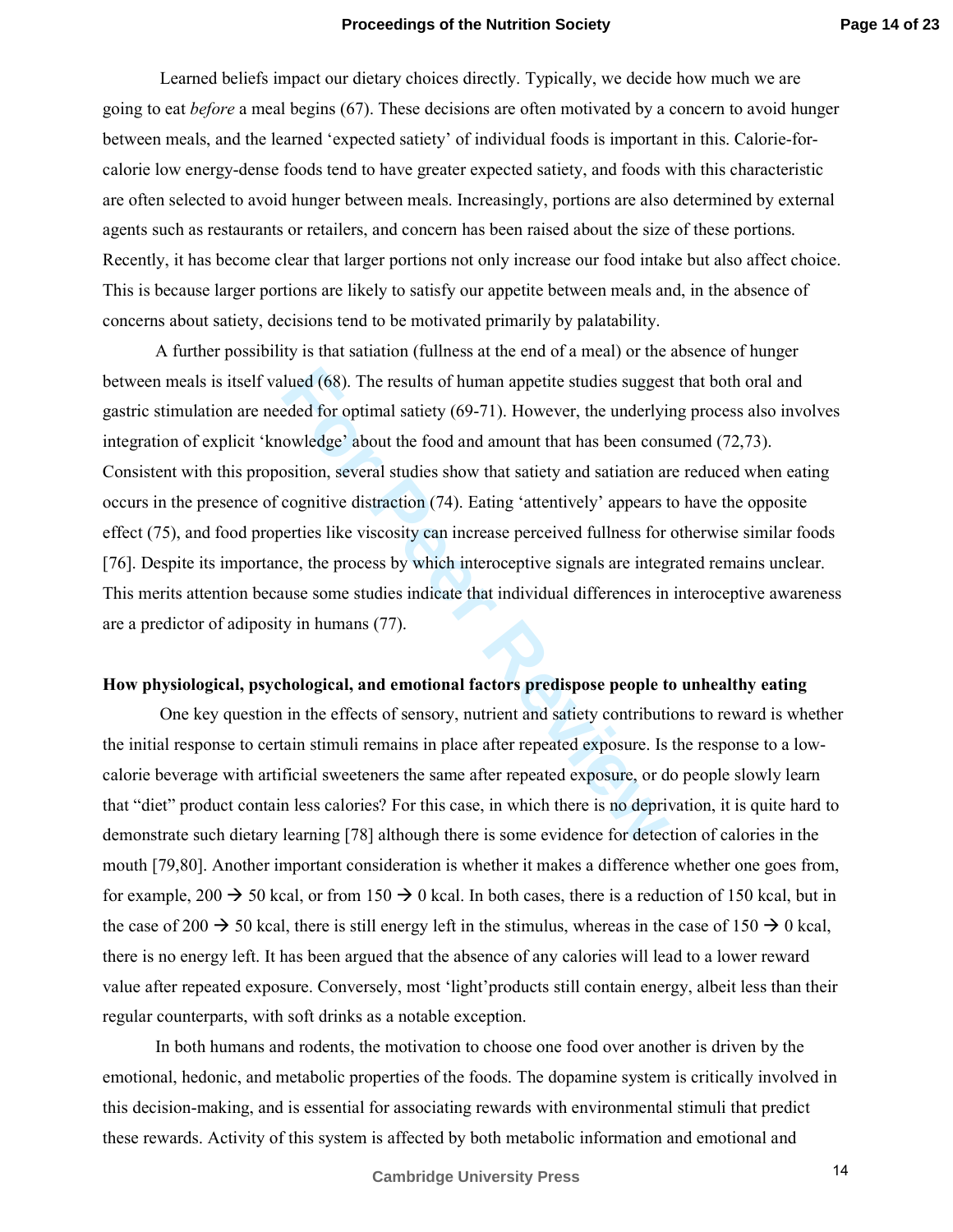Learned beliefs impact our dietary choices directly. Typically, we decide how much we are going to eat *before* a meal begins (67). These decisions are often motivated by a concern to avoid hunger between meals, and the learned 'expected satiety' of individual foods is important in this. Calorie-for-calorie low energy-dense foods tend to have greater expected satiety, and foods with this characteristic are often selected to avoid hunger between meals. Increasingly, portions are also determined by external agents such as restaurants or retailers, and concern has been raised about the size of these portions. Recently, it has become clear that larger portions not only increase our food intake but also affect choice. This is because larger portions are likely to satisfy our appetite between meals and, in the absence of concerns about satiety, decisions tend to be motivated primarily by palatability.

A further possibility is that satiation (fullness at the end of a meal) or the absence of hunger between meals is itself valued (68). The results of human appetite studies suggest that both oral and gastric stimulation are needed for optimal satiety (69-71). However, the underlying process also involves integration of explicit 'knowledge' about the food and amount that has been consumed (72,73). Consistent with this proposition, several studies show that satiety and satiation are reduced when eating occurs in the presence of cognitive distraction (74). Eating 'attentively' appears to have the opposite effect (75), and food properties like viscosity can increase perceived fullness for otherwise similar foods [76]. Despite its importance, the process by which interoceptive signals are integrated remains unclear. This merits attention because some studies indicate that individual differences in interoceptive awareness are a predictor of adiposity in humans (77).

**How physiological, psychological, and emotional factors predispose people to unhealthy eating**

One key question in the effects of sensory, nutrient and satiety contributions to reward is whether the initial response to certain stimuli remains in place after repeated exposure. Is the response to a low-calorie beverage with artificial sweeteners the same after repeated exposure, or do people slowly learn that "diet" product contain less calories? For this case, in which there is no deprivation, it is quite hard to demonstrate such dietary learning [78] although there is some evidence for detection of calories in the mouth [79,80]. Another important consideration is whether it makes a difference whether one goes from, for example, 200 → 50 kcal, or from 150 → 0 kcal. In both cases, there is a reduction of 150 kcal, but in the case of 200 → 50 kcal, there is still energy left in the stimulus, whereas in the case of 150 → 0 kcal, there is no energy left. It has been argued that the absence of any calories will lead to a lower reward value after repeated exposure. Conversely, most 'light'products still contain energy, albeit less than their regular counterparts, with soft drinks as a notable exception.

In both humans and rodents, the motivation to choose one food over another is driven by the emotional, hedonic, and metabolic properties of the foods. The dopamine system is critically involved in this decision-making, and is essential for associating rewards with environmental stimuli that predict these rewards. Activity of this system is affected by both metabolic information and emotional and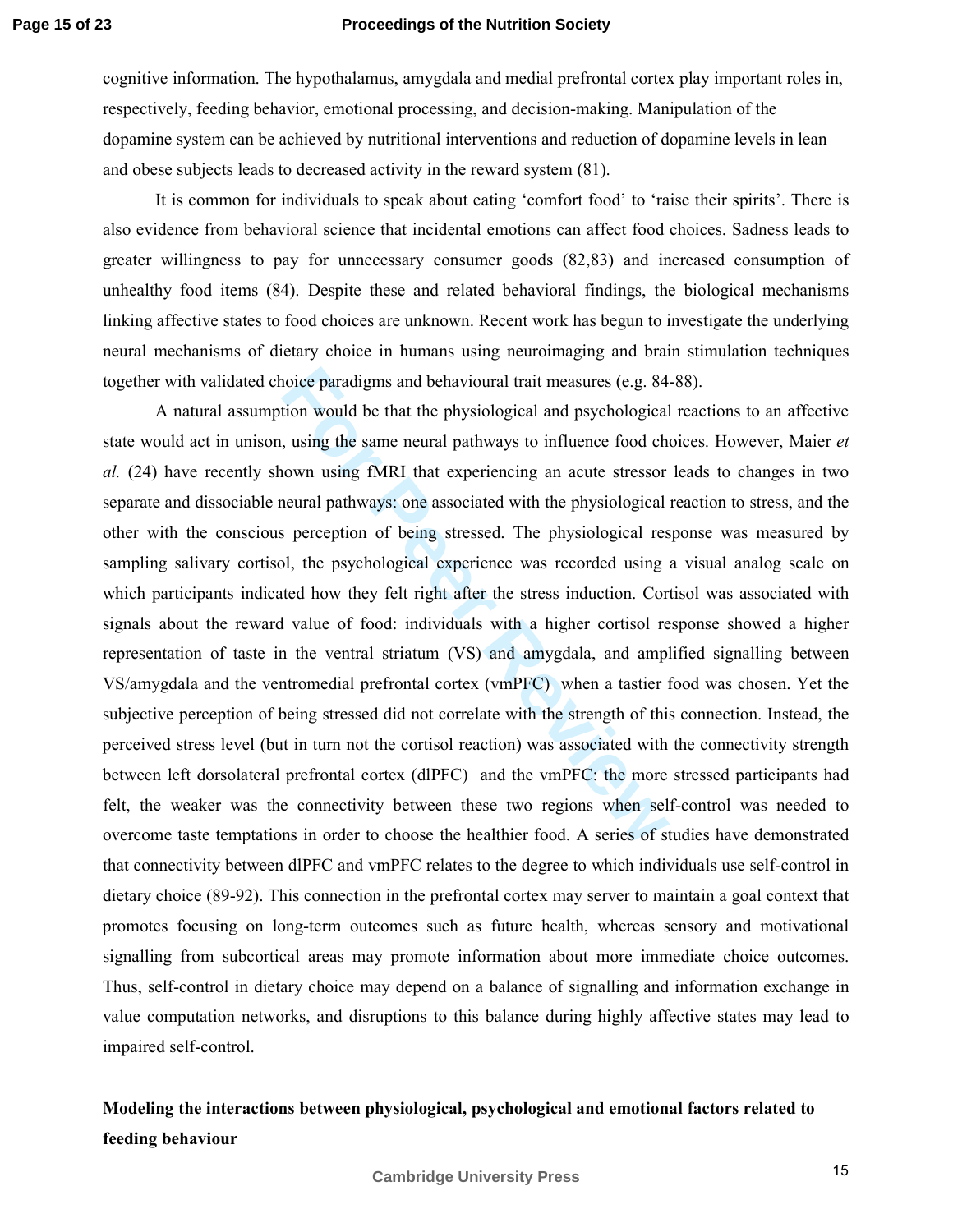cognitive information. The hypothalamus, amygdala and medial prefrontal cortex play important roles in, respectively, feeding behavior, emotional processing, and decision-making. Manipulation of the dopamine system can be achieved by nutritional interventions and reduction of dopamine levels in lean and obese subjects leads to decreased activity in the reward system (81).

It is common for individuals to speak about eating 'comfort food' to 'raise their spirits'. There is also evidence from behavioral science that incidental emotions can affect food choices. Sadness leads to greater willingness to pay for unnecessary consumer goods (82,83) and increased consumption of unhealthy food items (84). Despite these and related behavioral findings, the biological mechanisms linking affective states to food choices are unknown. Recent work has begun to investigate the underlying neural mechanisms of dietary choice in humans using neuroimaging and brain stimulation techniques together with validated choice paradigms and behavioural trait measures (e.g. 84-88).

A natural assumption would be that the physiological and psychological reactions to an affective state would act in unison, using the same neural pathways to influence food choices. However, Maier *et al.* (24) have recently shown using fMRI that experiencing an acute stressor leads to changes in two separate and dissociable neural pathways: one associated with the physiological reaction to stress, and the other with the conscious perception of being stressed. The physiological response was measured by sampling salivary cortisol, the psychological experience was recorded using a visual analog scale on which participants indicated how they felt right after the stress induction. Cortisol was associated with signals about the reward value of food: individuals with a higher cortisol response showed a higher representation of taste in the ventral striatum (VS) and amygdala, and amplified signalling between VS/amygdala and the ventromedial prefrontal cortex (vmPFC) when a tastier food was chosen. Yet the subjective perception of being stressed did not correlate with the strength of this connection. Instead, the perceived stress level (but in turn not the cortisol reaction) was associated with the connectivity strength between left dorsolateral prefrontal cortex (dlPFC) and the vmPFC: the more stressed participants had felt, the weaker was the connectivity between these two regions when self-control was needed to overcome taste temptations in order to choose the healthier food. A series of studies have demonstrated that connectivity between dlPFC and vmPFC relates to the degree to which individuals use self-control in dietary choice (89-92). This connection in the prefrontal cortex may server to maintain a goal context that promotes focusing on long-term outcomes such as future health, whereas sensory and motivational signalling from subcortical areas may promote information about more immediate choice outcomes. Thus, self-control in dietary choice may depend on a balance of signalling and information exchange in value computation networks, and disruptions to this balance during highly affective states may lead to impaired self-control.

**Modeling the interactions between physiological, psychological and emotional factors related to feeding behaviour**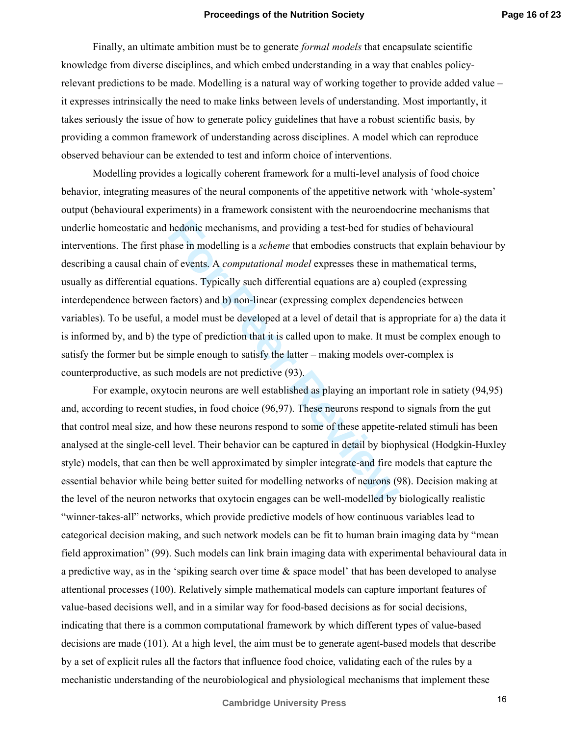Finally, an ultimate ambition must be to generate *formal models* that encapsulate scientific knowledge from diverse disciplines, and which embed understanding in a way that enables policy-relevant predictions to be made. Modelling is a natural way of working together to provide added value – it expresses intrinsically the need to make links between levels of understanding. Most importantly, it takes seriously the issue of how to generate policy guidelines that have a robust scientific basis, by providing a common framework of understanding across disciplines. A model which can reproduce observed behaviour can be extended to test and inform choice of interventions.

Modelling provides a logically coherent framework for a multi-level analysis of food choice behavior, integrating measures of the neural components of the appetitive network with 'whole-system' output (behavioural experiments) in a framework consistent with the neuroendocrine mechanisms that underlie homeostatic and hedonic mechanisms, and providing a test-bed for studies of behavioural interventions. The first phase in modelling is a *scheme* that embodies constructs that explain behaviour by describing a causal chain of events. A *computational model* expresses these in mathematical terms, usually as differential equations. Typically such differential equations are a) coupled (expressing interdependence between factors) and b) non-linear (expressing complex dependencies between variables). To be useful, a model must be developed at a level of detail that is appropriate for a) the data it is informed by, and b) the type of prediction that it is called upon to make. It must be complex enough to satisfy the former but be simple enough to satisfy the latter – making models over-complex is counterproductive, as such models are not predictive (93).

For example, oxytocin neurons are well established as playing an important role in satiety (94,95) and, according to recent studies, in food choice (96,97). These neurons respond to signals from the gut that control meal size, and how these neurons respond to some of these appetite-related stimuli has been analysed at the single-cell level. Their behavior can be captured in detail by biophysical (Hodgkin-Huxley style) models, that can then be well approximated by simpler integrate-and fire models that capture the essential behavior while being better suited for modelling networks of neurons (98). Decision making at the level of the neuron networks that oxytocin engages can be well-modelled by biologically realistic "winner-takes-all" networks, which provide predictive models of how continuous variables lead to categorical decision making, and such network models can be fit to human brain imaging data by "mean field approximation" (99). Such models can link brain imaging data with experimental behavioural data in a predictive way, as in the 'spiking search over time & space model' that has been developed to analyse attentional processes (100). Relatively simple mathematical models can capture important features of value-based decisions well, and in a similar way for food-based decisions as for social decisions, indicating that there is a common computational framework by which different types of value-based decisions are made (101). At a high level, the aim must be to generate agent-based models that describe by a set of explicit rules all the factors that influence food choice, validating each of the rules by a mechanistic understanding of the neurobiological and physiological mechanisms that implement these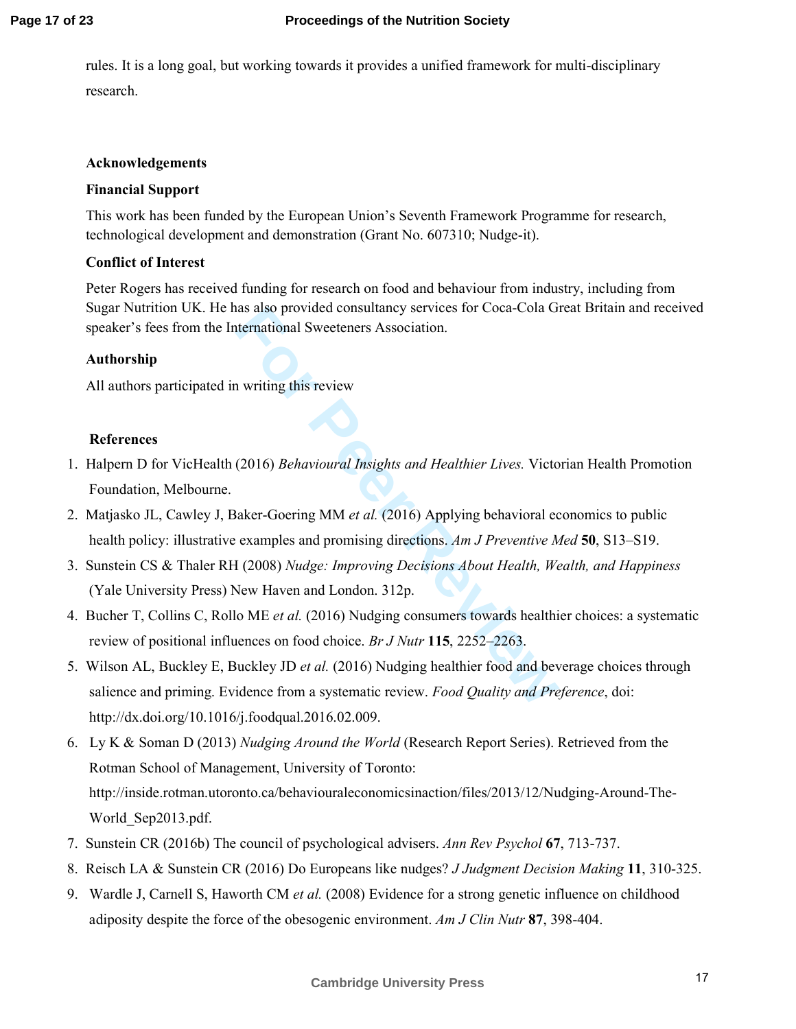rules. It is a long goal, but working towards it provides a unified framework for multi-disciplinary research.

**Acknowledgements**

**Financial Support**

This work has been funded by the European Union's Seventh Framework Programme for research, technological development and demonstration (Grant No. 607310; Nudge-it).

**Conflict of Interest**

Peter Rogers has received funding for research on food and behaviour from industry, including from Sugar Nutrition UK. He has also provided consultancy services for Coca-Cola Great Britain and received speaker's fees from the International Sweeteners Association.

**Authorship**

All authors participated in writing this review

**References**

1. Halpern D for VicHealth (2016) *Behavioural Insights and Healthier Lives.* Victorian Health Promotion Foundation, Melbourne.
2. Matjasko JL, Cawley J, Baker-Goering MM *et al.* (2016) Applying behavioral economics to public health policy: illustrative examples and promising directions. *Am J Preventive Med* **50**, S13–S19.
3. Sunstein CS & Thaler RH (2008) *Nudge: Improving Decisions About Health, Wealth, and Happiness* (Yale University Press) New Haven and London. 312p.
4. Bucher T, Collins C, Rollo ME *et al.* (2016) Nudging consumers towards healthier choices: a systematic review of positional influences on food choice. *Br J Nutr* **115**, 2252–2263.
5. Wilson AL, Buckley E, Buckley JD *et al.* (2016) Nudging healthier food and beverage choices through salience and priming. Evidence from a systematic review. *Food Quality and Preference*, doi: http://dx.doi.org/10.1016/j.foodqual.2016.02.009.
6. Ly K & Soman D (2013) *Nudging Around the World* (Research Report Series). Retrieved from the Rotman School of Management, University of Toronto: http://inside.rotman.utoronto.ca/behaviouraleconomicsinaction/files/2013/12/Nudging-Around-The-World_Sep2013.pdf.
7. Sunstein CR (2016b) The council of psychological advisers. *Ann Rev Psychol* **67**, 713-737.
8. Reisch LA & Sunstein CR (2016) Do Europeans like nudges? *J Judgment Decision Making* **11**, 310-325.
9. Wardle J, Carnell S, Haworth CM *et al.* (2008) Evidence for a strong genetic influence on childhood adiposity despite the force of the obesogenic environment. *Am J Clin Nutr* **87**, 398-404.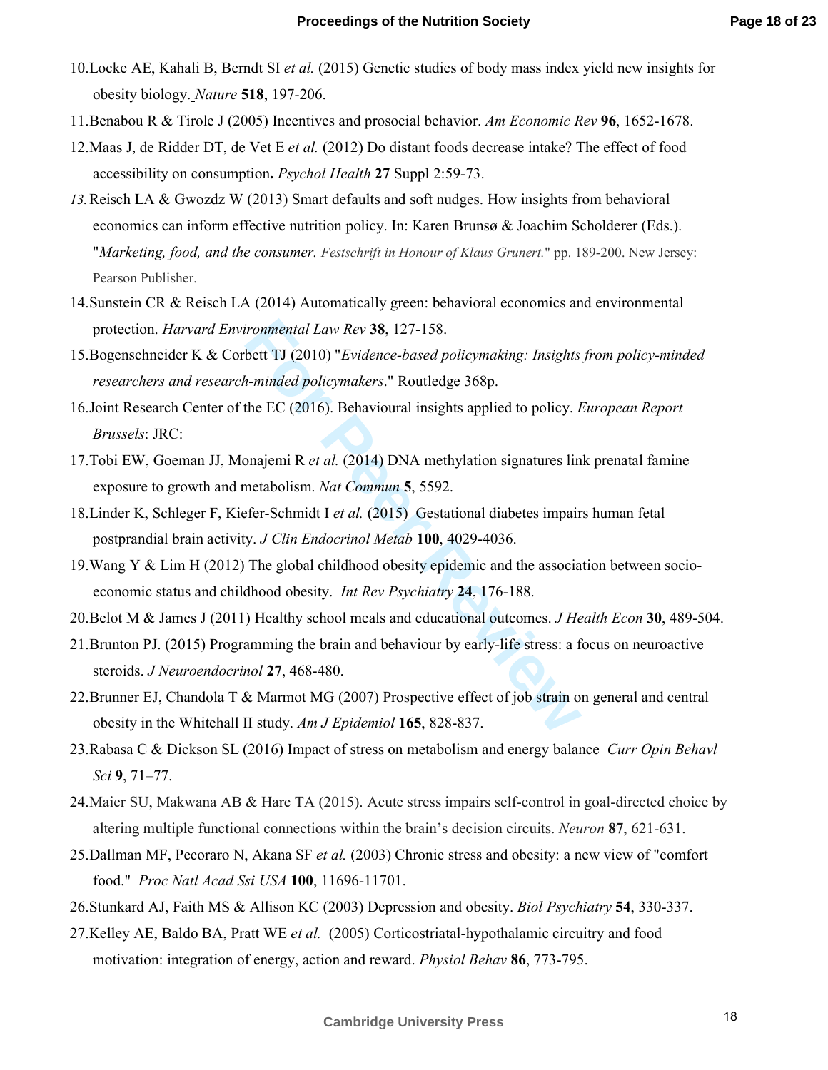10. Locke AE, Kahali B, Berndt SI *et al.* (2015) Genetic studies of body mass index yield new insights for obesity biology. *Nature* **518**, 197-206.
11. Benabou R & Tirole J (2005) Incentives and prosocial behavior. *Am Economic Rev* **96**, 1652-1678.
12. Maas J, de Ridder DT, de Vet E *et al.* (2012) Do distant foods decrease intake? The effect of food accessibility on consumption**.** *Psychol Health* **27** Suppl 2:59-73.
13. Reisch LA & Gwozdz W (2013) Smart defaults and soft nudges. How insights from behavioral economics can inform effective nutrition policy. In: Karen Brunsø & Joachim Scholderer (Eds.). "*Marketing, food, and the consumer. Festschrift in Honour of Klaus Grunert.*" pp. 189-200. New Jersey: Pearson Publisher.
14. Sunstein CR & Reisch LA (2014) Automatically green: behavioral economics and environmental protection. *Harvard Environmental Law Rev* **38**, 127-158.
15. Bogenschneider K & Corbett TJ (2010) "*Evidence-based policymaking: Insights from policy-minded researchers and research-minded policymakers*." Routledge 368p.
16. Joint Research Center of the EC (2016). Behavioural insights applied to policy. *European Report Brussels*: JRC:
17. Tobi EW, Goeman JJ, Monajemi R *et al.* (2014) DNA methylation signatures link prenatal famine exposure to growth and metabolism. *Nat Commun* **5**, 5592.
18. Linder K, Schleger F, Kiefer-Schmidt I *et al.* (2015) Gestational diabetes impairs human fetal postprandial brain activity. *J Clin Endocrinol Metab* **100**, 4029-4036.
19. Wang Y & Lim H (2012) The global childhood obesity epidemic and the association between socio-economic status and childhood obesity. *Int Rev Psychiatry* **24**, 176-188.
20. Belot M & James J (2011) Healthy school meals and educational outcomes. *J Health Econ* **30**, 489-504.
21. Brunton PJ. (2015) Programming the brain and behaviour by early-life stress: a focus on neuroactive steroids. *J Neuroendocrinol* **27**, 468-480.
22. Brunner EJ, Chandola T & Marmot MG (2007) Prospective effect of job strain on general and central obesity in the Whitehall II study. *Am J Epidemiol* **165**, 828-837.
23. Rabasa C & Dickson SL (2016) Impact of stress on metabolism and energy balance *Curr Opin Behavl Sci* **9**, 71–77.
24. Maier SU, Makwana AB & Hare TA (2015). Acute stress impairs self-control in goal-directed choice by altering multiple functional connections within the brain's decision circuits. *Neuron* **87**, 621-631.
25. Dallman MF, Pecoraro N, Akana SF *et al.* (2003) Chronic stress and obesity: a new view of "comfort food." *Proc Natl Acad Ssi USA* **100**, 11696-11701.
26. Stunkard AJ, Faith MS & Allison KC (2003) Depression and obesity. *Biol Psychiatry* **54**, 330-337.
27. Kelley AE, Baldo BA, Pratt WE *et al.* (2005) Corticostriatal-hypothalamic circuitry and food motivation: integration of energy, action and reward. *Physiol Behav* **86**, 773-795.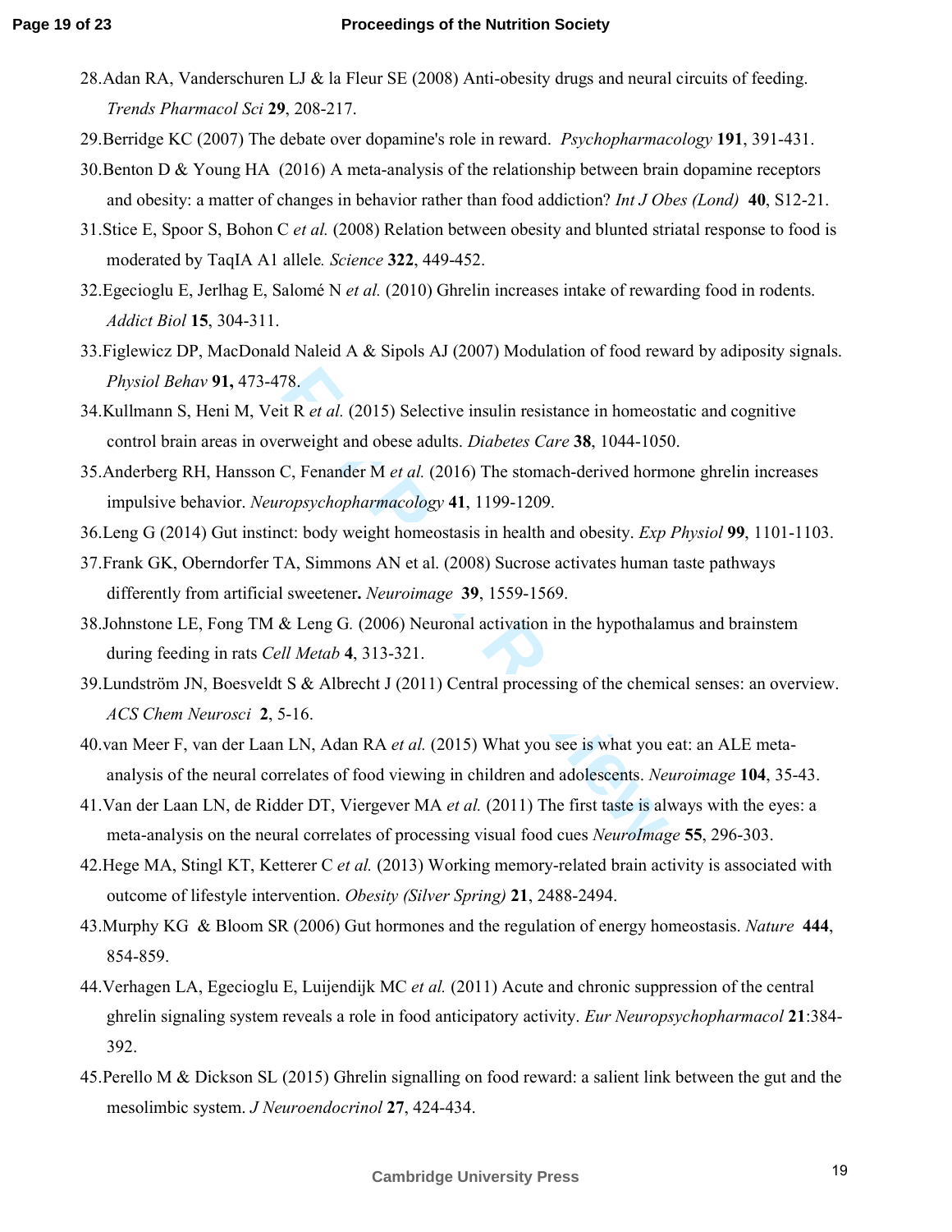28. Adan RA, Vanderschuren LJ & la Fleur SE (2008) Anti-obesity drugs and neural circuits of feeding. *Trends Pharmacol Sci* **29**, 208-217.
29. Berridge KC (2007) The debate over dopamine's role in reward. *Psychopharmacology* **191**, 391-431.
30. Benton D & Young HA (2016) A meta-analysis of the relationship between brain dopamine receptors and obesity: a matter of changes in behavior rather than food addiction? *Int J Obes (Lond)* **40**, S12-21.
31. Stice E, Spoor S, Bohon C *et al.* (2008) Relation between obesity and blunted striatal response to food is moderated by TaqIA A1 allele*. Science* **322**, 449-452.
32. Egecioglu E, Jerlhag E, Salomé N *et al.* (2010) Ghrelin increases intake of rewarding food in rodents. *Addict Biol* **15**, 304-311.
33. Figlewicz DP, MacDonald Naleid A & Sipols AJ (2007) Modulation of food reward by adiposity signals. *Physiol Behav* **91,** 473-478.
34. Kullmann S, Heni M, Veit R *et al.* (2015) Selective insulin resistance in homeostatic and cognitive control brain areas in overweight and obese adults. *Diabetes Care* **38**, 1044-1050.
35. Anderberg RH, Hansson C, Fenander M *et al.* (2016) The stomach-derived hormone ghrelin increases impulsive behavior. *Neuropsychopharmacology* **41**, 1199-1209.
36. Leng G (2014) Gut instinct: body weight homeostasis in health and obesity. *Exp Physiol* **99**, 1101-1103.
37. Frank GK, Oberndorfer TA, Simmons AN et al. (2008) Sucrose activates human taste pathways differently from artificial sweetener**.** *Neuroimage* **39**, 1559-1569.
38. Johnstone LE, Fong TM & Leng G. (2006) Neuronal activation in the hypothalamus and brainstem during feeding in rats *Cell Metab* **4**, 313-321.
39. Lundström JN, Boesveldt S & Albrecht J (2011) Central processing of the chemical senses: an overview. *ACS Chem Neurosci* **2**, 5-16.
40. van Meer F, van der Laan LN, Adan RA *et al.* (2015) What you see is what you eat: an ALE meta-analysis of the neural correlates of food viewing in children and adolescents. *Neuroimage* **104**, 35-43.
41. Van der Laan LN, de Ridder DT, Viergever MA *et al.* (2011) The first taste is always with the eyes: a meta-analysis on the neural correlates of processing visual food cues *NeuroImage* **55**, 296-303.
42. Hege MA, Stingl KT, Ketterer C *et al.* (2013) Working memory-related brain activity is associated with outcome of lifestyle intervention. *Obesity (Silver Spring)* **21**, 2488-2494.
43. Murphy KG & Bloom SR (2006) Gut hormones and the regulation of energy homeostasis. *Nature* **444**, 854-859.
44. Verhagen LA, Egecioglu E, Luijendijk MC *et al.* (2011) Acute and chronic suppression of the central ghrelin signaling system reveals a role in food anticipatory activity. *Eur Neuropsychopharmacol* **21**:384-392.
45. Perello M & Dickson SL (2015) Ghrelin signalling on food reward: a salient link between the gut and the mesolimbic system. *J Neuroendocrinol* **27**, 424-434.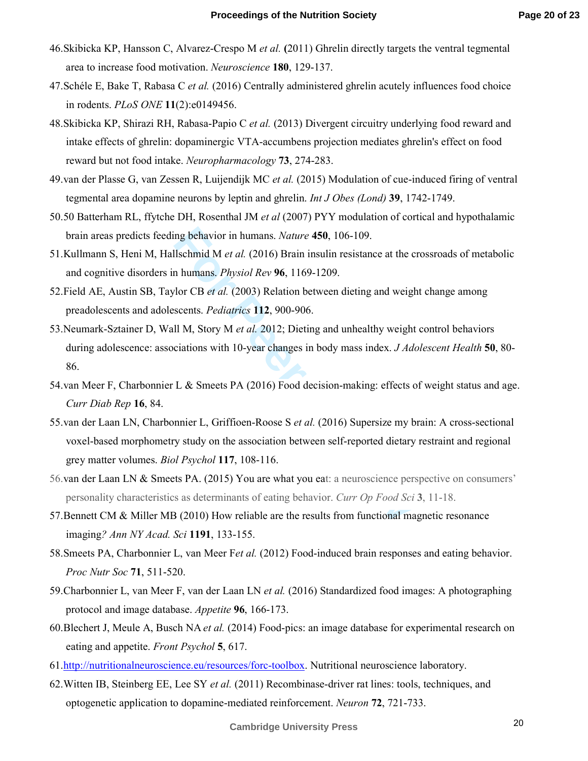46.Skibicka KP, Hansson C, Alvarez-Crespo M *et al.* **(**2011) Ghrelin directly targets the ventral tegmental area to increase food motivation. *Neuroscience* **180**, 129-137.

47.Schéle E, Bake T, Rabasa C *et al.* (2016) Centrally administered ghrelin acutely influences food choice in rodents. *PLoS ONE* **11**(2):e0149456.

48.Skibicka KP, Shirazi RH, Rabasa-Papio C *et al.* (2013) Divergent circuitry underlying food reward and intake effects of ghrelin: dopaminergic VTA-accumbens projection mediates ghrelin's effect on food reward but not food intake. *Neuropharmacology* **73**, 274-283.

49.van der Plasse G, van Zessen R, Luijendijk MC *et al.* (2015) Modulation of cue-induced firing of ventral tegmental area dopamine neurons by leptin and ghrelin. *Int J Obes (Lond)* **39**, 1742-1749.

50.50 Batterham RL, ffytche DH, Rosenthal JM *et al* (2007) PYY modulation of cortical and hypothalamic brain areas predicts feeding behavior in humans. *Nature* **450**, 106-109.

51.Kullmann S, Heni M, Hallschmid M *et al.* (2016) Brain insulin resistance at the crossroads of metabolic and cognitive disorders in humans. *Physiol Rev* **96**, 1169-1209.

52.Field AE, Austin SB, Taylor CB *et al.* (2003) Relation between dieting and weight change among preadolescents and adolescents. *Pediatrics* **112**, 900-906.

53.Neumark-Sztainer D, Wall M, Story M *et al.* 2012; Dieting and unhealthy weight control behaviors during adolescence: associations with 10-year changes in body mass index. *J Adolescent Health* **50**, 80-86.

54.van Meer F, Charbonnier L & Smeets PA (2016) Food decision-making: effects of weight status and age. *Curr Diab Rep* **16**, 84.

55.van der Laan LN, Charbonnier L, Griffioen-Roose S *et al.* (2016) Supersize my brain: A cross-sectional voxel-based morphometry study on the association between self-reported dietary restraint and regional grey matter volumes. *Biol Psychol* **117**, 108-116.

56.van der Laan LN & Smeets PA. (2015) You are what you eat: a neuroscience perspective on consumers' personality characteristics as determinants of eating behavior. *Curr Op Food Sci* **3**, 11-18.

57.Bennett CM & Miller MB (2010) How reliable are the results from functional magnetic resonance imaging*? Ann NY Acad. Sci* **1191**, 133-155.

58.Smeets PA, Charbonnier L, van Meer F*et al.* (2012) Food-induced brain responses and eating behavior. *Proc Nutr Soc* **71**, 511-520.

59.Charbonnier L, van Meer F, van der Laan LN *et al.* (2016) Standardized food images: A photographing protocol and image database. *Appetite* **96**, 166-173.

60.Blechert J, Meule A, Busch NA *et al.* (2014) Food-pics: an image database for experimental research on eating and appetite. *Front Psychol* **5**, 617.

61.http://nutritionalneuroscience.eu/resources/forc-toolbox. Nutritional neuroscience laboratory.

62.Witten IB, Steinberg EE, Lee SY *et al.* (2011) Recombinase-driver rat lines: tools, techniques, and optogenetic application to dopamine-mediated reinforcement. *Neuron* **72**, 721-733.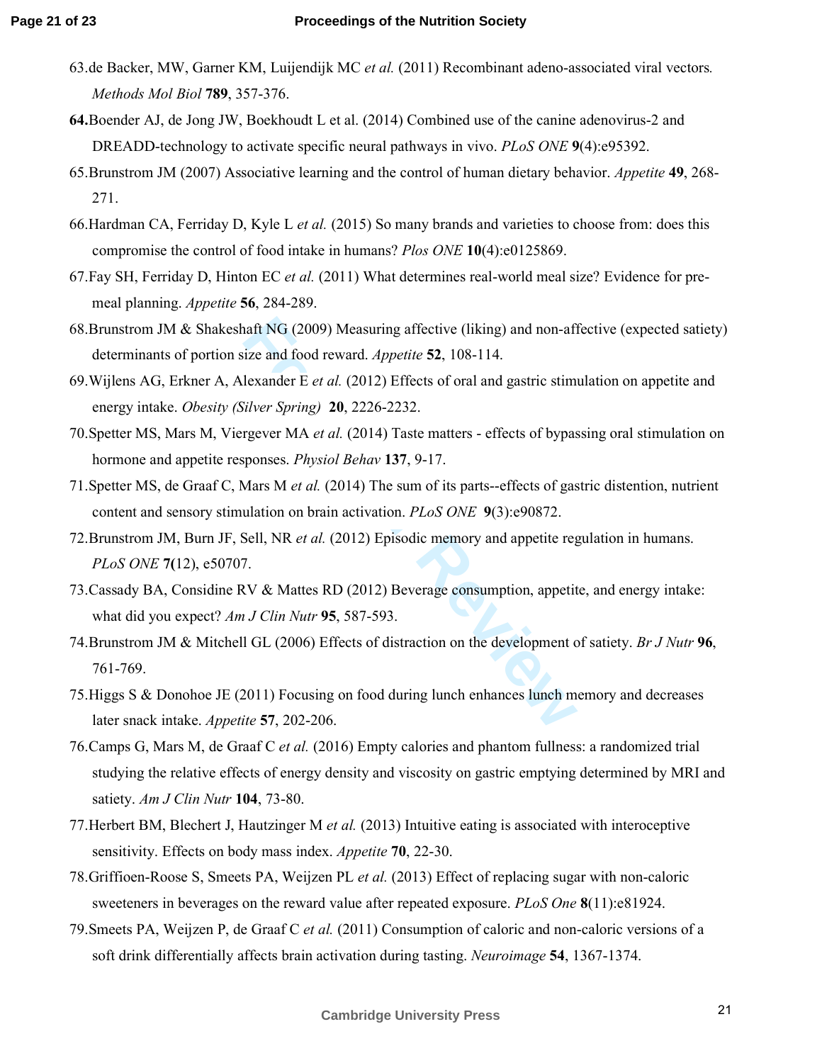63. de Backer, MW, Garner KM, Luijendijk MC *et al.* (2011) Recombinant adeno-associated viral vectors. *Methods Mol Biol* **789**, 357-376.

**64.** Boender AJ, de Jong JW, Boekhoudt L et al. (2014) Combined use of the canine adenovirus-2 and DREADD-technology to activate specific neural pathways in vivo. *PLoS ONE* **9**(4):e95392.

65. Brunstrom JM (2007) Associative learning and the control of human dietary behavior. *Appetite* **49**, 268-271.

66. Hardman CA, Ferriday D, Kyle L *et al.* (2015) So many brands and varieties to choose from: does this compromise the control of food intake in humans? *Plos ONE* **10**(4):e0125869.

67. Fay SH, Ferriday D, Hinton EC *et al.* (2011) What determines real-world meal size? Evidence for pre-meal planning. *Appetite* **56**, 284-289.

68. Brunstrom JM & Shakeshaft NG (2009) Measuring affective (liking) and non-affective (expected satiety) determinants of portion size and food reward. *Appetite* **52**, 108-114.

69. Wijlens AG, Erkner A, Alexander E *et al.* (2012) Effects of oral and gastric stimulation on appetite and energy intake. *Obesity (Silver Spring)* **20**, 2226-2232.

70. Spetter MS, Mars M, Viergever MA *et al.* (2014) Taste matters - effects of bypassing oral stimulation on hormone and appetite responses. *Physiol Behav* **137**, 9-17.

71. Spetter MS, de Graaf C, Mars M *et al.* (2014) The sum of its parts--effects of gastric distention, nutrient content and sensory stimulation on brain activation. *PLoS ONE* **9**(3):e90872.

72. Brunstrom JM, Burn JF, Sell, NR *et al.* (2012) Episodic memory and appetite regulation in humans. *PLoS ONE* **7(**12), e50707.

73. Cassady BA, Considine RV & Mattes RD (2012) Beverage consumption, appetite, and energy intake: what did you expect? *Am J Clin Nutr* **95**, 587-593.

74. Brunstrom JM & Mitchell GL (2006) Effects of distraction on the development of satiety. *Br J Nutr* **96**, 761-769.

75. Higgs S & Donohoe JE (2011) Focusing on food during lunch enhances lunch memory and decreases later snack intake. *Appetite* **57**, 202-206.

76. Camps G, Mars M, de Graaf C *et al.* (2016) Empty calories and phantom fullness: a randomized trial studying the relative effects of energy density and viscosity on gastric emptying determined by MRI and satiety. *Am J Clin Nutr* **104**, 73-80.

77. Herbert BM, Blechert J, Hautzinger M *et al.* (2013) Intuitive eating is associated with interoceptive sensitivity. Effects on body mass index. *Appetite* **70**, 22-30.

78. Griffioen-Roose S, Smeets PA, Weijzen PL *et al.* (2013) Effect of replacing sugar with non-caloric sweeteners in beverages on the reward value after repeated exposure. *PLoS One* **8**(11):e81924.

79. Smeets PA, Weijzen P, de Graaf C *et al.* (2011) Consumption of caloric and non-caloric versions of a soft drink differentially affects brain activation during tasting. *Neuroimage* **54**, 1367-1374.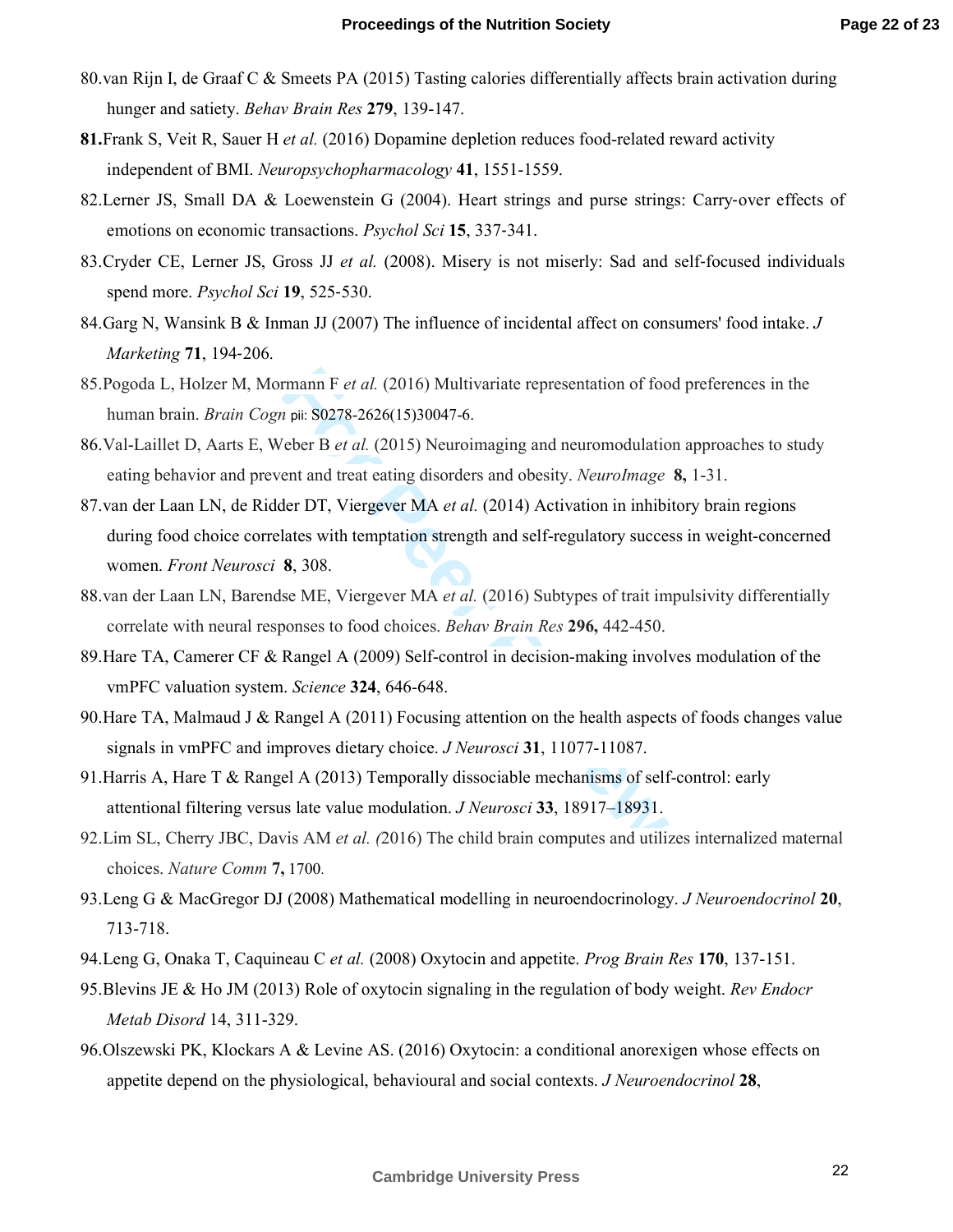80. van Rijn I, de Graaf C & Smeets PA (2015) Tasting calories differentially affects brain activation during hunger and satiety. *Behav Brain Res* **279**, 139-147.

**81.** Frank S, Veit R, Sauer H *et al.* (2016) Dopamine depletion reduces food-related reward activity independent of BMI. *Neuropsychopharmacology* **41**, 1551-1559.

82. Lerner JS, Small DA & Loewenstein G (2004). Heart strings and purse strings: Carry-over effects of emotions on economic transactions. *Psychol Sci* **15**, 337-341.

83. Cryder CE, Lerner JS, Gross JJ *et al.* (2008). Misery is not miserly: Sad and self-focused individuals spend more. *Psychol Sci* **19**, 525-530.

84. Garg N, Wansink B & Inman JJ (2007) The influence of incidental affect on consumers' food intake. *J Marketing* **71**, 194-206.

85. Pogoda L, Holzer M, Mormann F *et al.* (2016) Multivariate representation of food preferences in the human brain. *Brain Cogn* pii: S0278-2626(15)30047-6.

86. Val-Laillet D, Aarts E, Weber B *et al.* (2015) Neuroimaging and neuromodulation approaches to study eating behavior and prevent and treat eating disorders and obesity. *NeuroImage* **8,** 1-31.

87. van der Laan LN, de Ridder DT, Viergever MA *et al.* (2014) Activation in inhibitory brain regions during food choice correlates with temptation strength and self-regulatory success in weight-concerned women. *Front Neurosci* **8**, 308.

88. van der Laan LN, Barendse ME, Viergever MA *et al.* (2016) Subtypes of trait impulsivity differentially correlate with neural responses to food choices. *Behav Brain Res* **296,** 442-450.

89. Hare TA, Camerer CF & Rangel A (2009) Self-control in decision-making involves modulation of the vmPFC valuation system. *Science* **324**, 646-648.

90. Hare TA, Malmaud J & Rangel A (2011) Focusing attention on the health aspects of foods changes value signals in vmPFC and improves dietary choice. *J Neurosci* **31**, 11077-11087.

91. Harris A, Hare T & Rangel A (2013) Temporally dissociable mechanisms of self-control: early attentional filtering versus late value modulation. *J Neurosci* **33**, 18917–18931.

92. Lim SL, Cherry JBC, Davis AM *et al.* (2016) The child brain computes and utilizes internalized maternal choices. *Nature Comm* **7,** 1700.

93. Leng G & MacGregor DJ (2008) Mathematical modelling in neuroendocrinology. *J Neuroendocrinol* **20**, 713-718.

94. Leng G, Onaka T, Caquineau C *et al.* (2008) Oxytocin and appetite. *Prog Brain Res* **170**, 137-151.

95. Blevins JE & Ho JM (2013) Role of oxytocin signaling in the regulation of body weight. *Rev Endocr Metab Disord* 14, 311-329.

96. Olszewski PK, Klockars A & Levine AS. (2016) Oxytocin: a conditional anorexigen whose effects on appetite depend on the physiological, behavioural and social contexts. *J Neuroendocrinol* **28**,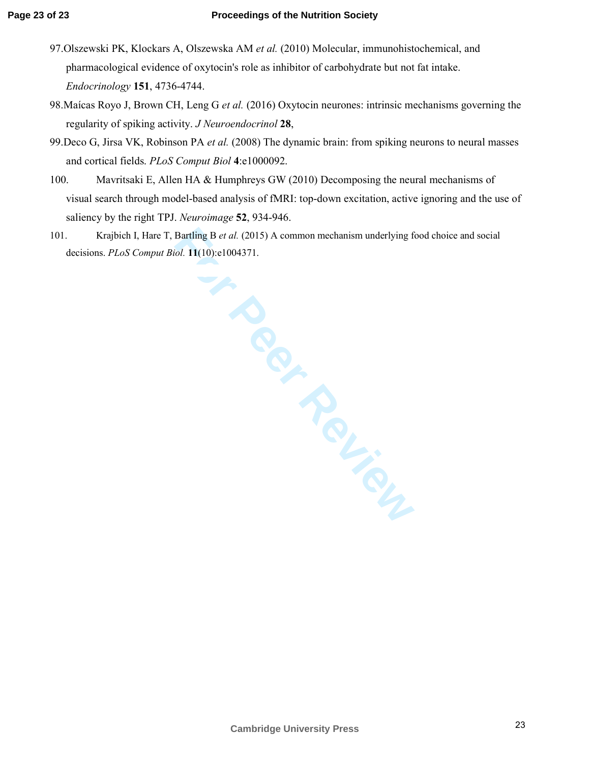97. Olszewski PK, Klockars A, Olszewska AM *et al.* (2010) Molecular, immunohistochemical, and pharmacological evidence of oxytocin's role as inhibitor of carbohydrate but not fat intake. *Endocrinology* **151**, 4736-4744.

98. Maícas Royo J, Brown CH, Leng G *et al.* (2016) Oxytocin neurones: intrinsic mechanisms governing the regularity of spiking activity. *J Neuroendocrinol* **28**,

99. Deco G, Jirsa VK, Robinson PA *et al.* (2008) The dynamic brain: from spiking neurons to neural masses and cortical fields. *PLoS Comput Biol* **4**:e1000092.

100. Mavritsaki E, Allen HA & Humphreys GW (2010) Decomposing the neural mechanisms of visual search through model-based analysis of fMRI: top-down excitation, active ignoring and the use of saliency by the right TPJ. *Neuroimage* **52**, 934-946.

101. Krajbich I, Hare T, Bartling B *et al.* (2015) A common mechanism underlying food choice and social decisions. *PLoS Comput Biol.* **11**(10):e1004371.